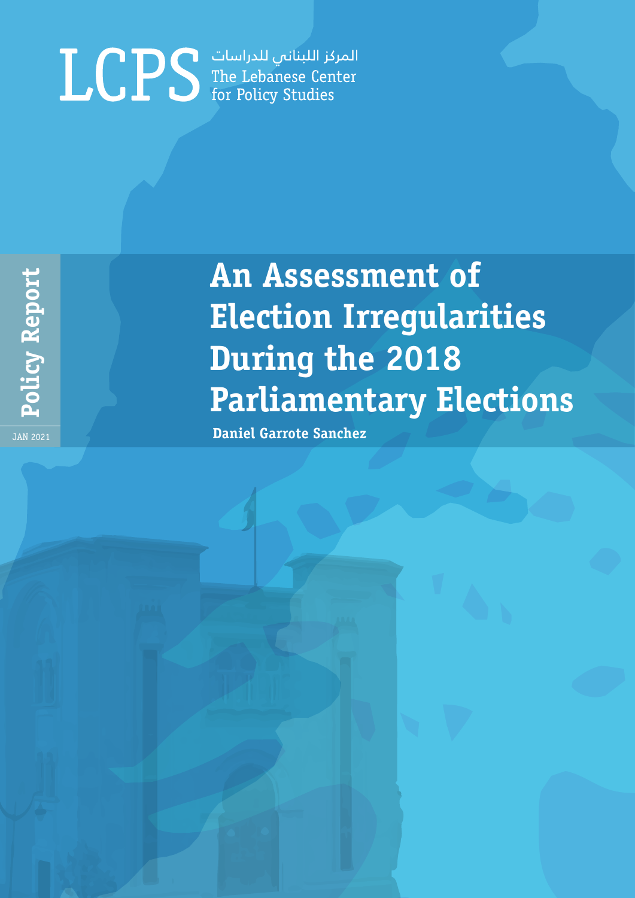LCPS المركز اللبناني للدراسات The Lebanese Center for Policy Studies

Policy Report

JAN 2021

# An Assessment of Election Irregularities During the 2018 Parliamentary Elections

**Daniel Garrote Sanchez**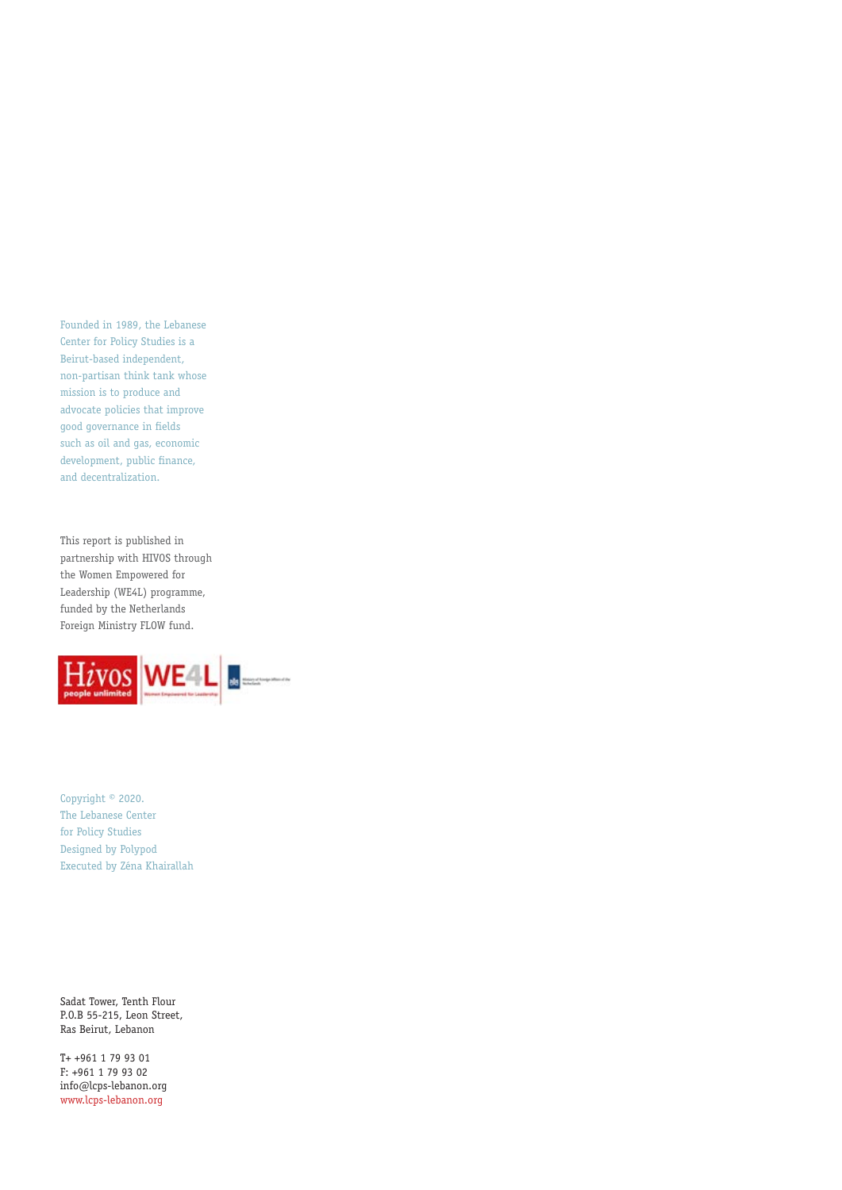Founded in 1989, the Lebanese Center for Policy Studies is a Beirut-based independent, non-partisan think tank whose mission is to produce and advocate policies that improve good governance in fields such as oil and gas, economic development, public finance, and decentralization.

This report is published in partnership with HIVOS through the Women Empowered for Leadership (WE4L) programme, funded by the Netherlands Foreign Ministry FLOW fund.

Copyright © 2020.
The Lebanese Center for Policy Studies
Designed by Polypod
Executed by Zéna Khairallah

Sadat Tower, Tenth Flour
P.O.B 55-215, Leon Street,
Ras Beirut, Lebanon

T+ +961 1 79 93 01
F: +961 1 79 93 02
info@lcps-lebanon.org
www.lcps-lebanon.org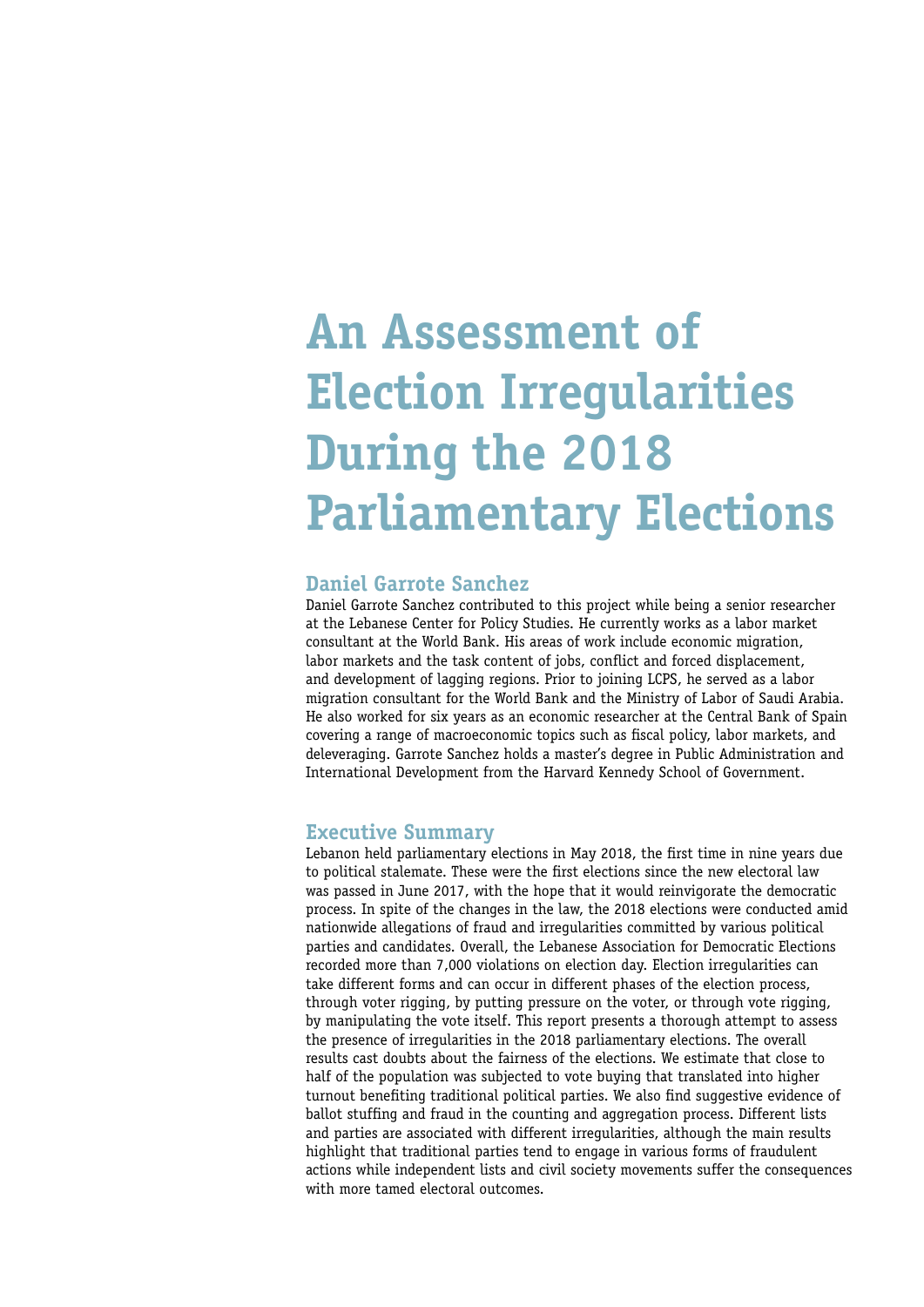# An Assessment of Election Irregularities During the 2018 Parliamentary Elections

## Daniel Garrote Sanchez

Daniel Garrote Sanchez contributed to this project while being a senior researcher at the Lebanese Center for Policy Studies. He currently works as a labor market consultant at the World Bank. His areas of work include economic migration, labor markets and the task content of jobs, conflict and forced displacement, and development of lagging regions. Prior to joining LCPS, he served as a labor migration consultant for the World Bank and the Ministry of Labor of Saudi Arabia. He also worked for six years as an economic researcher at the Central Bank of Spain covering a range of macroeconomic topics such as fiscal policy, labor markets, and deleveraging. Garrote Sanchez holds a master's degree in Public Administration and International Development from the Harvard Kennedy School of Government.

## Executive Summary

Lebanon held parliamentary elections in May 2018, the first time in nine years due to political stalemate. These were the first elections since the new electoral law was passed in June 2017, with the hope that it would reinvigorate the democratic process. In spite of the changes in the law, the 2018 elections were conducted amid nationwide allegations of fraud and irregularities committed by various political parties and candidates. Overall, the Lebanese Association for Democratic Elections recorded more than 7,000 violations on election day. Election irregularities can take different forms and can occur in different phases of the election process, through voter rigging, by putting pressure on the voter, or through vote rigging, by manipulating the vote itself. This report presents a thorough attempt to assess the presence of irregularities in the 2018 parliamentary elections. The overall results cast doubts about the fairness of the elections. We estimate that close to half of the population was subjected to vote buying that translated into higher turnout benefiting traditional political parties. We also find suggestive evidence of ballot stuffing and fraud in the counting and aggregation process. Different lists and parties are associated with different irregularities, although the main results highlight that traditional parties tend to engage in various forms of fraudulent actions while independent lists and civil society movements suffer the consequences with more tamed electoral outcomes.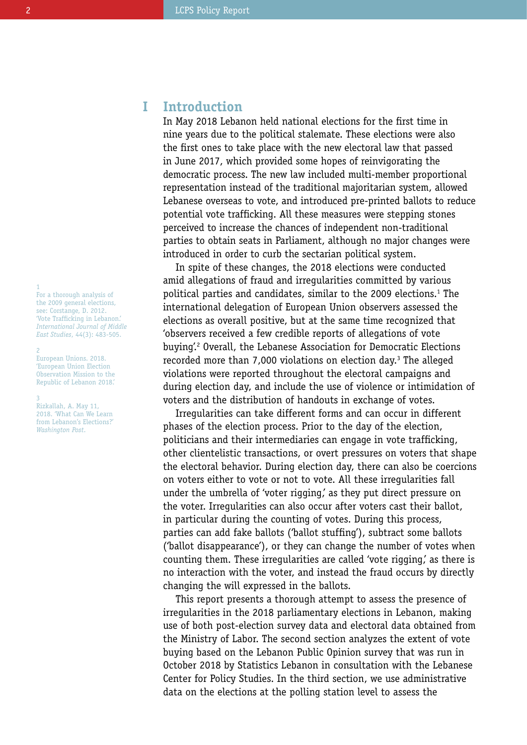# I Introduction

In May 2018 Lebanon held national elections for the first time in nine years due to the political stalemate. These elections were also the first ones to take place with the new electoral law that passed in June 2017, which provided some hopes of reinvigorating the democratic process. The new law included multi-member proportional representation instead of the traditional majoritarian system, allowed Lebanese overseas to vote, and introduced pre-printed ballots to reduce potential vote trafficking. All these measures were stepping stones perceived to increase the chances of independent non-traditional parties to obtain seats in Parliament, although no major changes were introduced in order to curb the sectarian political system.

In spite of these changes, the 2018 elections were conducted amid allegations of fraud and irregularities committed by various political parties and candidates, similar to the 2009 elections.[1] The international delegation of European Union observers assessed the elections as overall positive, but at the same time recognized that 'observers received a few credible reports of allegations of vote buying'.[2] Overall, the Lebanese Association for Democratic Elections recorded more than 7,000 violations on election day.[3] The alleged violations were reported throughout the electoral campaigns and during election day, and include the use of violence or intimidation of voters and the distribution of handouts in exchange of votes.

Irregularities can take different forms and can occur in different phases of the election process. Prior to the day of the election, politicians and their intermediaries can engage in vote trafficking, other clientelistic transactions, or overt pressures on voters that shape the electoral behavior. During election day, there can also be coercions on voters either to vote or not to vote. All these irregularities fall under the umbrella of 'voter rigging,' as they put direct pressure on the voter. Irregularities can also occur after voters cast their ballot, in particular during the counting of votes. During this process, parties can add fake ballots ('ballot stuffing'), subtract some ballots ('ballot disappearance'), or they can change the number of votes when counting them. These irregularities are called 'vote rigging,' as there is no interaction with the voter, and instead the fraud occurs by directly changing the will expressed in the ballots.

This report presents a thorough attempt to assess the presence of irregularities in the 2018 parliamentary elections in Lebanon, making use of both post-election survey data and electoral data obtained from the Ministry of Labor. The second section analyzes the extent of vote buying based on the Lebanon Public Opinion survey that was run in October 2018 by Statistics Lebanon in consultation with the Lebanese Center for Policy Studies. In the third section, we use administrative data on the elections at the polling station level to assess the

---

[1] For a thorough analysis of the 2009 general elections, see: Corstange, D. 2012. 'Vote Trafficking in Lebanon.' *International Journal of Middle East Studies*, 44(3): 483-505.

[2] European Unions. 2018. 'European Union Election Observation Mission to the Republic of Lebanon 2018.'

[3] Rizkallah, A. May 11, 2018. 'What Can We Learn from Lebanon's Elections?' *Washington Post*.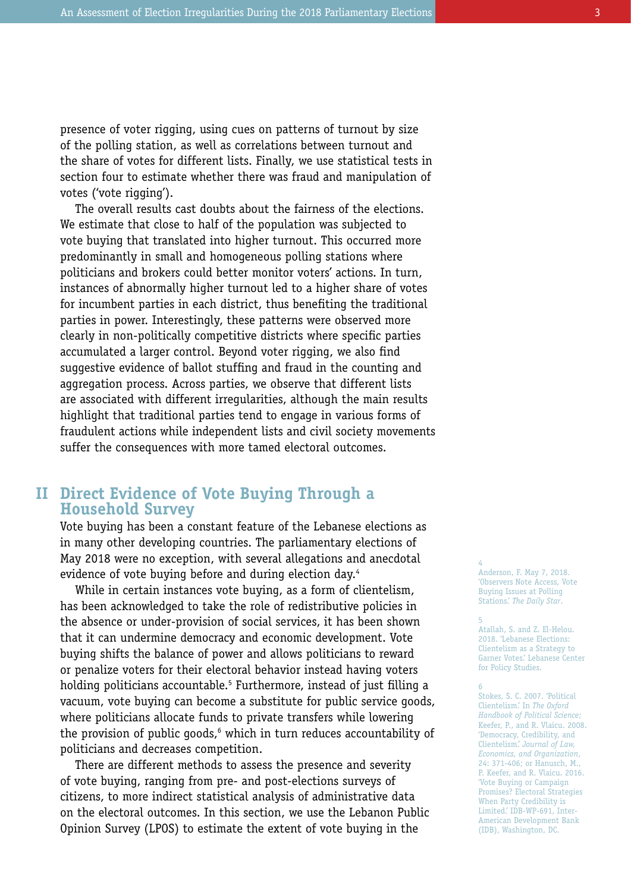presence of voter rigging, using cues on patterns of turnout by size of the polling station, as well as correlations between turnout and the share of votes for different lists. Finally, we use statistical tests in section four to estimate whether there was fraud and manipulation of votes ('vote rigging').

The overall results cast doubts about the fairness of the elections. We estimate that close to half of the population was subjected to vote buying that translated into higher turnout. This occurred more predominantly in small and homogeneous polling stations where politicians and brokers could better monitor voters' actions. In turn, instances of abnormally higher turnout led to a higher share of votes for incumbent parties in each district, thus benefiting the traditional parties in power. Interestingly, these patterns were observed more clearly in non-politically competitive districts where specific parties accumulated a larger control. Beyond voter rigging, we also find suggestive evidence of ballot stuffing and fraud in the counting and aggregation process. Across parties, we observe that different lists are associated with different irregularities, although the main results highlight that traditional parties tend to engage in various forms of fraudulent actions while independent lists and civil society movements suffer the consequences with more tamed electoral outcomes.

## II Direct Evidence of Vote Buying Through a Household Survey

Vote buying has been a constant feature of the Lebanese elections as in many other developing countries. The parliamentary elections of May 2018 were no exception, with several allegations and anecdotal evidence of vote buying before and during election day.[4]

While in certain instances vote buying, as a form of clientelism, has been acknowledged to take the role of redistributive policies in the absence or under-provision of social services, it has been shown that it can undermine democracy and economic development. Vote buying shifts the balance of power and allows politicians to reward or penalize voters for their electoral behavior instead having voters holding politicians accountable.[5] Furthermore, instead of just filling a vacuum, vote buying can become a substitute for public service goods, where politicians allocate funds to private transfers while lowering the provision of public goods,[6] which in turn reduces accountability of politicians and decreases competition.

There are different methods to assess the presence and severity of vote buying, ranging from pre- and post-elections surveys of citizens, to more indirect statistical analysis of administrative data on the electoral outcomes. In this section, we use the Lebanon Public Opinion Survey (LPOS) to estimate the extent of vote buying in the

---

4 Anderson, F. May 7, 2018. 'Observers Note Access, Vote Buying Issues at Polling Stations.' *The Daily Star*.

5 Atallah, S. and Z. El-Helou. 2018. 'Lebanese Elections: Clientelism as a Strategy to Garner Votes.' Lebanese Center for Policy Studies.

6 Stokes, S. C. 2007. 'Political Clientelism.' In *The Oxford Handbook of Political Science*; Keefer, P., and R. Vlaicu. 2008. 'Democracy, Credibility, and Clientelism.' *Journal of Law, Economics, and Organization*, 24: 371-406; or Hanusch, M., P. Keefer, and R. Vlaicu. 2016. 'Vote Buying or Campaign Promises? Electoral Strategies When Party Credibility is Limited.' IDB-WP-691, Inter-American Development Bank (IDB), Washington, DC.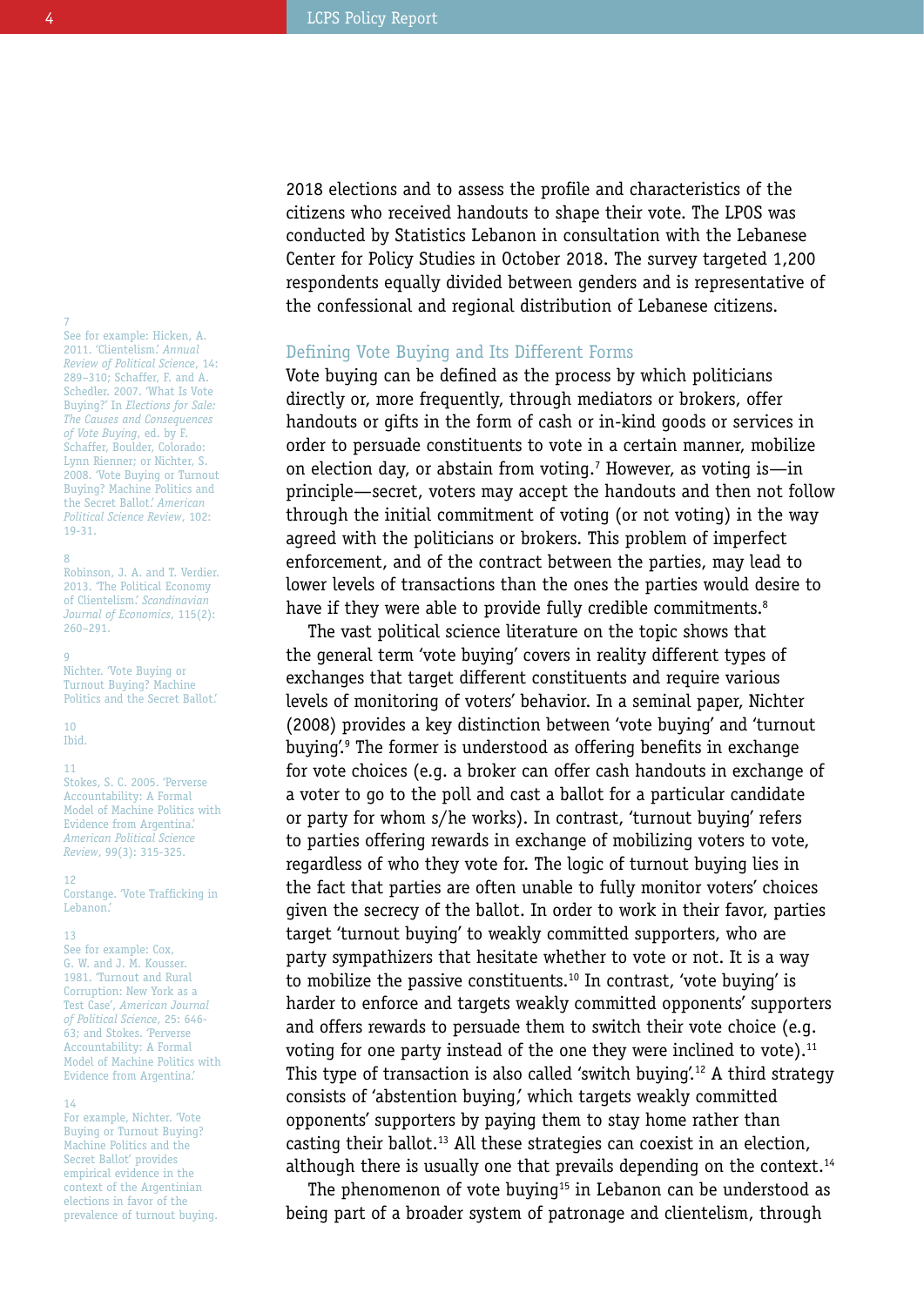2018 elections and to assess the profile and characteristics of the citizens who received handouts to shape their vote. The LPOS was conducted by Statistics Lebanon in consultation with the Lebanese Center for Policy Studies in October 2018. The survey targeted 1,200 respondents equally divided between genders and is representative of the confessional and regional distribution of Lebanese citizens.

## Defining Vote Buying and Its Different Forms

Vote buying can be defined as the process by which politicians directly or, more frequently, through mediators or brokers, offer handouts or gifts in the form of cash or in-kind goods or services in order to persuade constituents to vote in a certain manner, mobilize on election day, or abstain from voting.[7] However, as voting is—in principle—secret, voters may accept the handouts and then not follow through the initial commitment of voting (or not voting) in the way agreed with the politicians or brokers. This problem of imperfect enforcement, and of the contract between the parties, may lead to lower levels of transactions than the ones the parties would desire to have if they were able to provide fully credible commitments.[8]

The vast political science literature on the topic shows that the general term 'vote buying' covers in reality different types of exchanges that target different constituents and require various levels of monitoring of voters' behavior. In a seminal paper, Nichter (2008) provides a key distinction between 'vote buying' and 'turnout buying'.[9] The former is understood as offering benefits in exchange for vote choices (e.g. a broker can offer cash handouts in exchange of a voter to go to the poll and cast a ballot for a particular candidate or party for whom s/he works). In contrast, 'turnout buying' refers to parties offering rewards in exchange of mobilizing voters to vote, regardless of who they vote for. The logic of turnout buying lies in the fact that parties are often unable to fully monitor voters' choices given the secrecy of the ballot. In order to work in their favor, parties target 'turnout buying' to weakly committed supporters, who are party sympathizers that hesitate whether to vote or not. It is a way to mobilize the passive constituents.[10] In contrast, 'vote buying' is harder to enforce and targets weakly committed opponents' supporters and offers rewards to persuade them to switch their vote choice (e.g. voting for one party instead of the one they were inclined to vote).[11] This type of transaction is also called 'switch buying'.[12] A third strategy consists of 'abstention buying,' which targets weakly committed opponents' supporters by paying them to stay home rather than casting their ballot.[13] All these strategies can coexist in an election, although there is usually one that prevails depending on the context.[14]

The phenomenon of vote buying[15] in Lebanon can be understood as being part of a broader system of patronage and clientelism, through

---

7 See for example: Hicken, A. 2011. 'Clientelism.' *Annual Review of Political Science*, 14: 289–310; Schaffer, F. and A. Schedler. 2007. 'What Is Vote Buying?' In *Elections for Sale: The Causes and Consequences of Vote Buying*, ed. by F. Schaffer, Boulder, Colorado: Lynn Rienner; or Nichter, S. 2008. 'Vote Buying or Turnout Buying? Machine Politics and the Secret Ballot.' *American Political Science Review*, 102: 19-31.

8 Robinson, J. A. and T. Verdier. 2013. 'The Political Economy of Clientelism.' *Scandinavian Journal of Economics*, 115(2): 260–291.

9 Nichter. 'Vote Buying or Turnout Buying? Machine Politics and the Secret Ballot.'

10 Ibid.

11 Stokes, S. C. 2005. 'Perverse Accountability: A Formal Model of Machine Politics with Evidence from Argentina.' *American Political Science Review*, 99(3): 315-325.

12 Corstange. 'Vote Trafficking in Lebanon.'

13 See for example: Cox, G. W. and J. M. Kousser. 1981. 'Turnout and Rural Corruption: New York as a Test Case', *American Journal of Political Science*, 25: 646-63; and Stokes. 'Perverse Accountability: A Formal Model of Machine Politics with Evidence from Argentina.'

14 For example, Nichter. 'Vote Buying or Turnout Buying? Machine Politics and the Secret Ballot' provides empirical evidence in the context of the Argentinian elections in favor of the prevalence of turnout buying.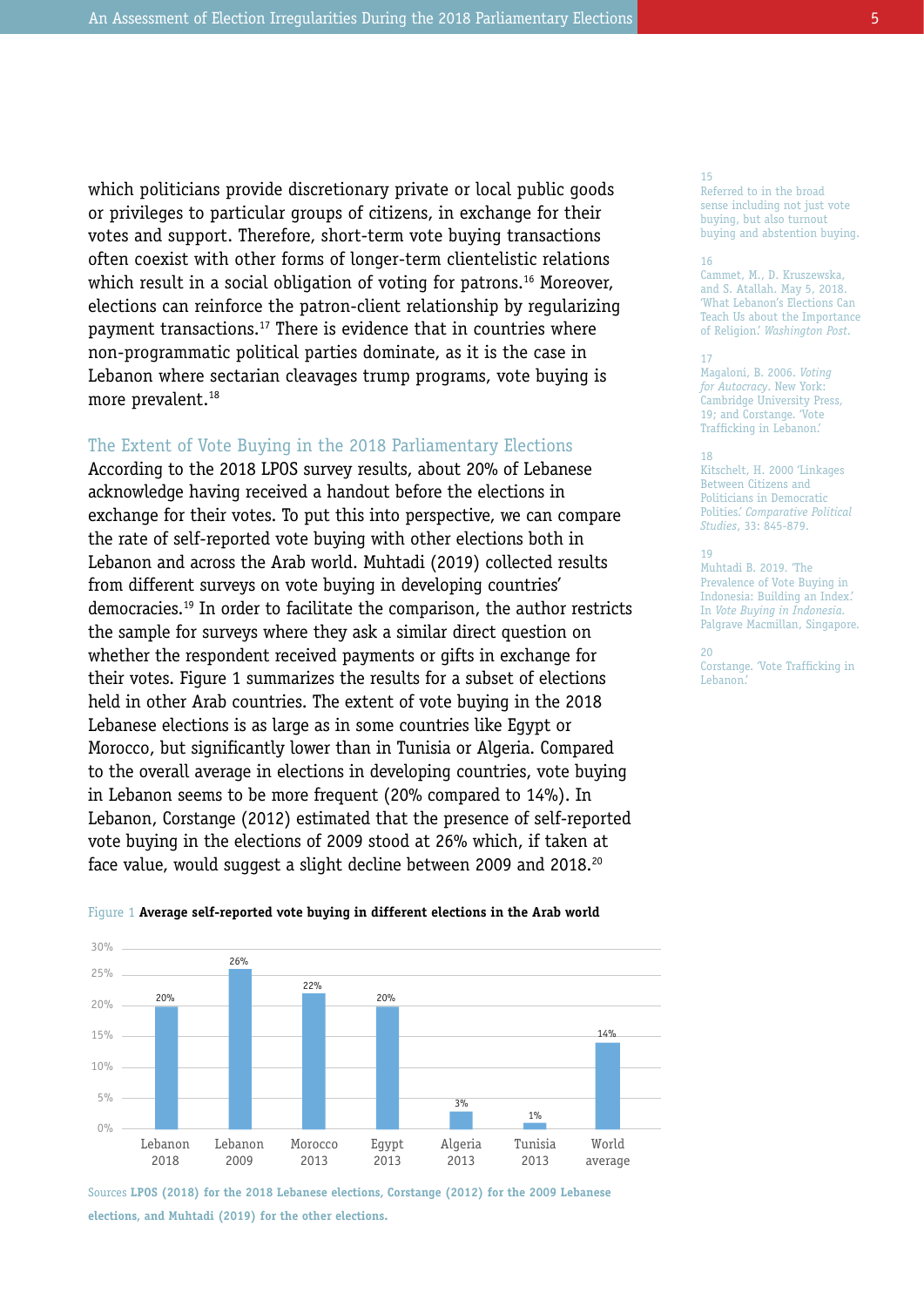which politicians provide discretionary private or local public goods or privileges to particular groups of citizens, in exchange for their votes and support. Therefore, short-term vote buying transactions often coexist with other forms of longer-term clientelistic relations which result in a social obligation of voting for patrons.[16] Moreover, elections can reinforce the patron-client relationship by regularizing payment transactions.[17] There is evidence that in countries where non-programmatic political parties dominate, as it is the case in Lebanon where sectarian cleavages trump programs, vote buying is more prevalent.[18]

### The Extent of Vote Buying in the 2018 Parliamentary Elections

According to the 2018 LPOS survey results, about 20% of Lebanese acknowledge having received a handout before the elections in exchange for their votes. To put this into perspective, we can compare the rate of self-reported vote buying with other elections both in Lebanon and across the Arab world. Muhtadi (2019) collected results from different surveys on vote buying in developing countries' democracies.[19] In order to facilitate the comparison, the author restricts the sample for surveys where they ask a similar direct question on whether the respondent received payments or gifts in exchange for their votes. Figure 1 summarizes the results for a subset of elections held in other Arab countries. The extent of vote buying in the 2018 Lebanese elections is as large as in some countries like Egypt or Morocco, but significantly lower than in Tunisia or Algeria. Compared to the overall average in elections in developing countries, vote buying in Lebanon seems to be more frequent (20% compared to 14%). In Lebanon, Corstange (2012) estimated that the presence of self-reported vote buying in the elections of 2009 stood at 26% which, if taken at face value, would suggest a slight decline between 2009 and 2018.[20]

Figure 1 **Average self-reported vote buying in different elections in the Arab world**

| Election | Self-reported vote buying |
|---|---|
| Lebanon 2018 | 20% |
| Lebanon 2009 | 26% |
| Morocco 2013 | 22% |
| Egypt 2013 | 20% |
| Algeria 2013 | 3% |
| Tunisia 2013 | 1% |
| World average | 14% |

Sources **LPOS (2018) for the 2018 Lebanese elections, Corstange (2012) for the 2009 Lebanese elections, and Muhtadi (2019) for the other elections.**

---

15 Referred to in the broad sense including not just vote buying, but also turnout buying and abstention buying.

16 Cammet, M., D. Kruszewska, and S. Atallah. May 5, 2018. 'What Lebanon's Elections Can Teach Us about the Importance of Religion.' *Washington Post*.

17 Magaloni, B. 2006. *Voting for Autocracy*. New York: Cambridge University Press, 19; and Corstange. 'Vote Trafficking in Lebanon.'

18 Kitschelt, H. 2000 'Linkages Between Citizens and Politicians in Democratic Polities.' *Comparative Political Studies*, 33: 845-879.

19 Muhtadi B. 2019. 'The Prevalence of Vote Buying in Indonesia: Building an Index.' In *Vote Buying in Indonesia*. Palgrave Macmillan, Singapore.

20 Corstange. 'Vote Trafficking in Lebanon.'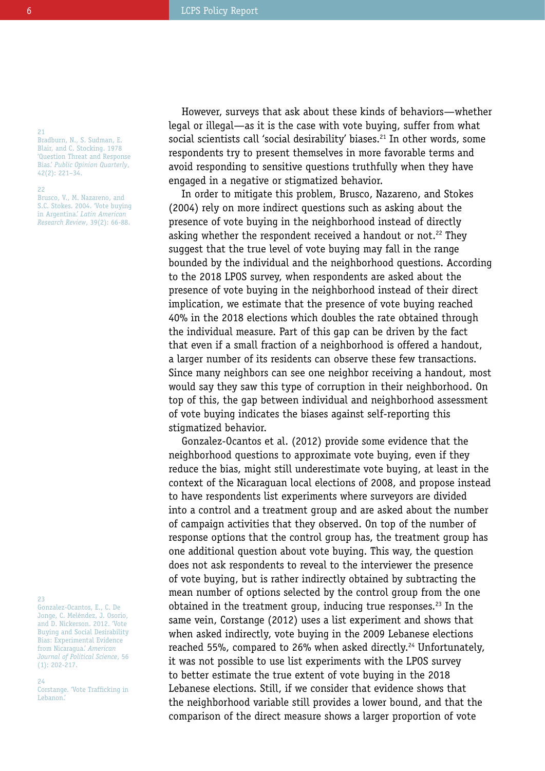However, surveys that ask about these kinds of behaviors—whether legal or illegal—as it is the case with vote buying, suffer from what social scientists call 'social desirability' biases.[21] In other words, some respondents try to present themselves in more favorable terms and avoid responding to sensitive questions truthfully when they have engaged in a negative or stigmatized behavior.

In order to mitigate this problem, Brusco, Nazareno, and Stokes (2004) rely on more indirect questions such as asking about the presence of vote buying in the neighborhood instead of directly asking whether the respondent received a handout or not.[22] They suggest that the true level of vote buying may fall in the range bounded by the individual and the neighborhood questions. According to the 2018 LPOS survey, when respondents are asked about the presence of vote buying in the neighborhood instead of their direct implication, we estimate that the presence of vote buying reached 40% in the 2018 elections which doubles the rate obtained through the individual measure. Part of this gap can be driven by the fact that even if a small fraction of a neighborhood is offered a handout, a larger number of its residents can observe these few transactions. Since many neighbors can see one neighbor receiving a handout, most would say they saw this type of corruption in their neighborhood. On top of this, the gap between individual and neighborhood assessment of vote buying indicates the biases against self-reporting this stigmatized behavior.

Gonzalez-Ocantos et al. (2012) provide some evidence that the neighborhood questions to approximate vote buying, even if they reduce the bias, might still underestimate vote buying, at least in the context of the Nicaraguan local elections of 2008, and propose instead to have respondents list experiments where surveyors are divided into a control and a treatment group and are asked about the number of campaign activities that they observed. On top of the number of response options that the control group has, the treatment group has one additional question about vote buying. This way, the question does not ask respondents to reveal to the interviewer the presence of vote buying, but is rather indirectly obtained by subtracting the mean number of options selected by the control group from the one obtained in the treatment group, inducing true responses.[23] In the same vein, Corstange (2012) uses a list experiment and shows that when asked indirectly, vote buying in the 2009 Lebanese elections reached 55%, compared to 26% when asked directly.[24] Unfortunately, it was not possible to use list experiments with the LPOS survey to better estimate the true extent of vote buying in the 2018 Lebanese elections. Still, if we consider that evidence shows that the neighborhood variable still provides a lower bound, and that the comparison of the direct measure shows a larger proportion of vote

---

21 Bradburn, N., S. Sudman, E. Blair, and C. Stocking. 1978 'Question Threat and Response Bias.' *Public Opinion Quarterly*, 42(2): 221–34.

22 Brusco, V., M. Nazareno, and S.C. Stokes. 2004. 'Vote buying in Argentina.' *Latin American Research Review*, 39(2): 66-88.

23 Gonzalez-Ocantos, E., C. De Jonge, C. Meléndez, J. Osorio, and D. Nickerson. 2012. 'Vote Buying and Social Desirability Bias: Experimental Evidence from Nicaragua.' *American Journal of Political Science*, 56 (1): 202-217.

24 Corstange. 'Vote Trafficking in Lebanon.'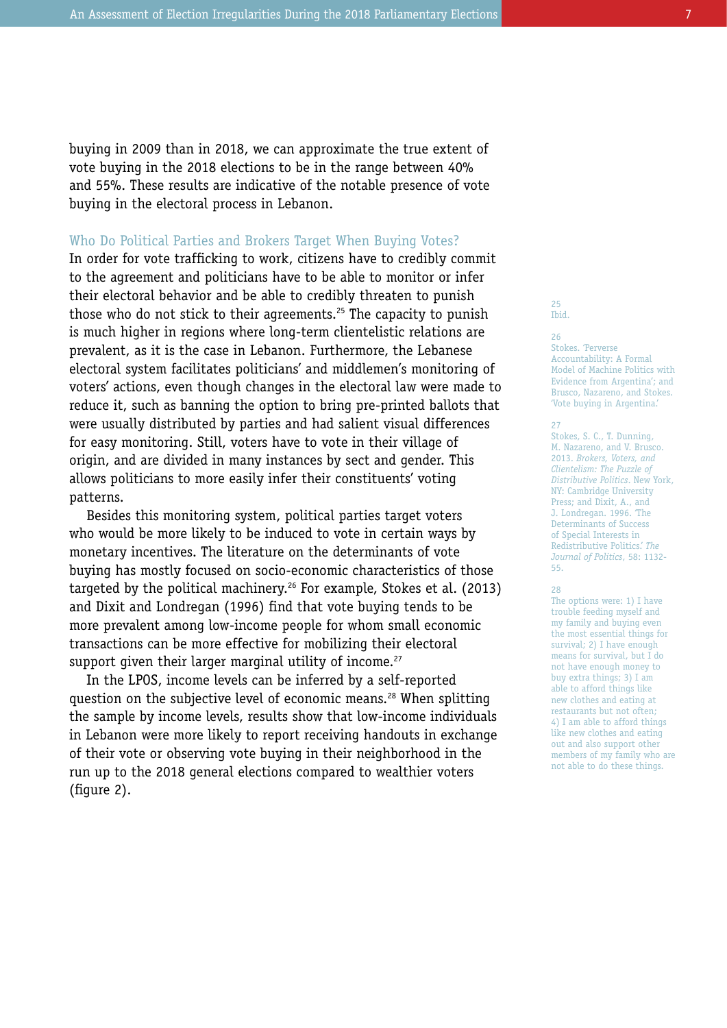buying in 2009 than in 2018, we can approximate the true extent of vote buying in the 2018 elections to be in the range between 40% and 55%. These results are indicative of the notable presence of vote buying in the electoral process in Lebanon.

### Who Do Political Parties and Brokers Target When Buying Votes?

In order for vote trafficking to work, citizens have to credibly commit to the agreement and politicians have to be able to monitor or infer their electoral behavior and be able to credibly threaten to punish those who do not stick to their agreements.[25] The capacity to punish is much higher in regions where long-term clientelistic relations are prevalent, as it is the case in Lebanon. Furthermore, the Lebanese electoral system facilitates politicians' and middlemen's monitoring of voters' actions, even though changes in the electoral law were made to reduce it, such as banning the option to bring pre-printed ballots that were usually distributed by parties and had salient visual differences for easy monitoring. Still, voters have to vote in their village of origin, and are divided in many instances by sect and gender. This allows politicians to more easily infer their constituents' voting patterns.

Besides this monitoring system, political parties target voters who would be more likely to be induced to vote in certain ways by monetary incentives. The literature on the determinants of vote buying has mostly focused on socio-economic characteristics of those targeted by the political machinery.[26] For example, Stokes et al. (2013) and Dixit and Londregan (1996) find that vote buying tends to be more prevalent among low-income people for whom small economic transactions can be more effective for mobilizing their electoral support given their larger marginal utility of income.[27]

In the LPOS, income levels can be inferred by a self-reported question on the subjective level of economic means.[28] When splitting the sample by income levels, results show that low-income individuals in Lebanon were more likely to report receiving handouts in exchange of their vote or observing vote buying in their neighborhood in the run up to the 2018 general elections compared to wealthier voters (figure 2).

---

25 Ibid.

26 Stokes. 'Perverse Accountability: A Formal Model of Machine Politics with Evidence from Argentina'; and Brusco, Nazareno, and Stokes. 'Vote buying in Argentina.'

27 Stokes, S. C., T. Dunning, M. Nazareno, and V. Brusco. 2013. *Brokers, Voters, and Clientelism: The Puzzle of Distributive Politics*. New York, NY: Cambridge University Press; and Dixit, A., and J. Londregan. 1996. 'The Determinants of Success of Special Interests in Redistributive Politics.' *The Journal of Politics*, 58: 1132-55.

28 The options were: 1) I have trouble feeding myself and my family and buying even the most essential things for survival; 2) I have enough means for survival, but I do not have enough money to buy extra things; 3) I am able to afford things like new clothes and eating at restaurants but not often; 4) I am able to afford things like new clothes and eating out and also support other members of my family who are not able to do these things.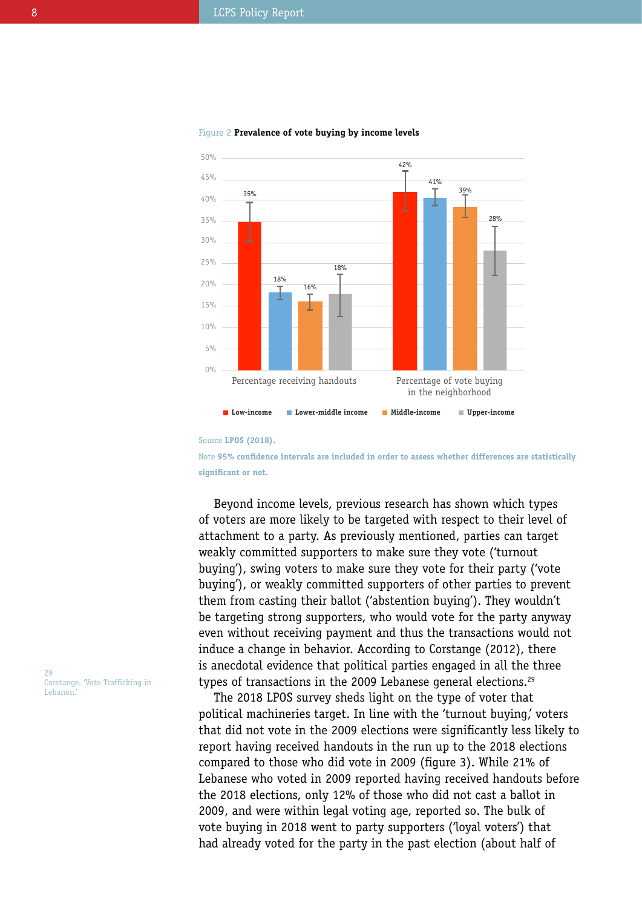Figure 2 **Prevalence of vote buying by income levels**

| | Low-income | Lower-middle income | Middle-income | Upper-income |
|---|---|---|---|---|
| Percentage receiving handouts | 35% | 18% | 16% | 18% |
| Percentage of vote buying in the neighborhood | 42% | 41% | 39% | 28% |

Source **LPOS (2018).**

Note **95% confidence intervals are included in order to assess whether differences are statistically significant or not.**

Beyond income levels, previous research has shown which types of voters are more likely to be targeted with respect to their level of attachment to a party. As previously mentioned, parties can target weakly committed supporters to make sure they vote ('turnout buying'), swing voters to make sure they vote for their party ('vote buying'), or weakly committed supporters of other parties to prevent them from casting their ballot ('abstention buying'). They wouldn't be targeting strong supporters, who would vote for the party anyway even without receiving payment and thus the transactions would not induce a change in behavior. According to Corstange (2012), there is anecdotal evidence that political parties engaged in all the three types of transactions in the 2009 Lebanese general elections.[29]

The 2018 LPOS survey sheds light on the type of voter that political machineries target. In line with the 'turnout buying,' voters that did not vote in the 2009 elections were significantly less likely to report having received handouts in the run up to the 2018 elections compared to those who did vote in 2009 (figure 3). While 21% of Lebanese who voted in 2009 reported having received handouts before the 2018 elections, only 12% of those who did not cast a ballot in 2009, and were within legal voting age, reported so. The bulk of vote buying in 2018 went to party supporters ('loyal voters') that had already voted for the party in the past election (about half of

29 Corstange. 'Vote Trafficking in Lebanon.'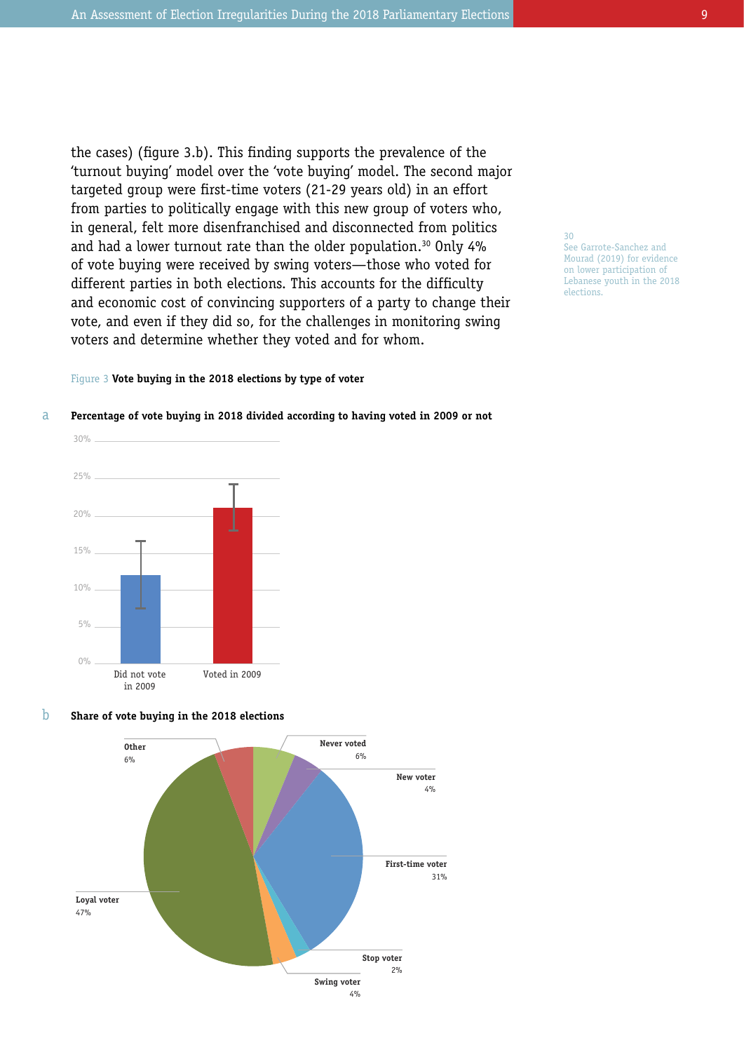the cases) (figure 3.b). This finding supports the prevalence of the 'turnout buying' model over the 'vote buying' model. The second major targeted group were first-time voters (21-29 years old) in an effort from parties to politically engage with this new group of voters who, in general, felt more disenfranchised and disconnected from politics and had a lower turnout rate than the older population.[30] Only 4% of vote buying were received by swing voters—those who voted for different parties in both elections. This accounts for the difficulty and economic cost of convincing supporters of a party to change their vote, and even if they did so, for the challenges in monitoring swing voters and determine whether they voted and for whom.

30 See Garrote-Sanchez and Mourad (2019) for evidence on lower participation of Lebanese youth in the 2018 elections.

Figure 3 **Vote buying in the 2018 elections by type of voter**

a **Percentage of vote buying in 2018 divided according to having voted in 2009 or not**

b **Share of vote buying in the 2018 elections**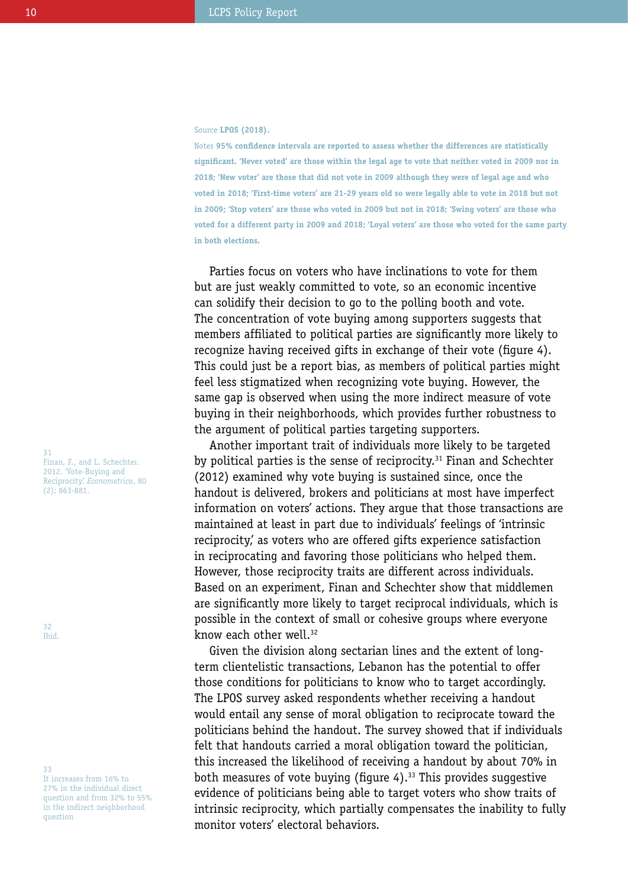Source **LPOS (2018).**

Notes **95% confidence intervals are reported to assess whether the differences are statistically significant. 'Never voted' are those within the legal age to vote that neither voted in 2009 nor in 2018; 'New voter' are those that did not vote in 2009 although they were of legal age and who voted in 2018; 'First-time voters' are 21-29 years old so were legally able to vote in 2018 but not in 2009; 'Stop voters' are those who voted in 2009 but not in 2018; 'Swing voters' are those who voted for a different party in 2009 and 2018; 'Loyal voters' are those who voted for the same party in both elections.**

Parties focus on voters who have inclinations to vote for them but are just weakly committed to vote, so an economic incentive can solidify their decision to go to the polling booth and vote. The concentration of vote buying among supporters suggests that members affiliated to political parties are significantly more likely to recognize having received gifts in exchange of their vote (figure 4). This could just be a report bias, as members of political parties might feel less stigmatized when recognizing vote buying. However, the same gap is observed when using the more indirect measure of vote buying in their neighborhoods, which provides further robustness to the argument of political parties targeting supporters.

Another important trait of individuals more likely to be targeted by political parties is the sense of reciprocity.[31] Finan and Schechter (2012) examined why vote buying is sustained since, once the handout is delivered, brokers and politicians at most have imperfect information on voters' actions. They argue that those transactions are maintained at least in part due to individuals' feelings of 'intrinsic reciprocity,' as voters who are offered gifts experience satisfaction in reciprocating and favoring those politicians who helped them. However, those reciprocity traits are different across individuals. Based on an experiment, Finan and Schechter show that middlemen are significantly more likely to target reciprocal individuals, which is possible in the context of small or cohesive groups where everyone know each other well.[32]

Given the division along sectarian lines and the extent of long-term clientelistic transactions, Lebanon has the potential to offer those conditions for politicians to know who to target accordingly. The LPOS survey asked respondents whether receiving a handout would entail any sense of moral obligation to reciprocate toward the politicians behind the handout. The survey showed that if individuals felt that handouts carried a moral obligation toward the politician, this increased the likelihood of receiving a handout by about 70% in both measures of vote buying (figure 4).[33] This provides suggestive evidence of politicians being able to target voters who show traits of intrinsic reciprocity, which partially compensates the inability to fully monitor voters' electoral behaviors.

[31] Finan, F., and L. Schechter. 2012. 'Vote-Buying and Reciprocity.' *Econometrica*, 80 (2): 863-881.

[32] Ibid.

[33] It increases from 16% to 27% in the individual direct question and from 32% to 55% in the indirect neighborhood question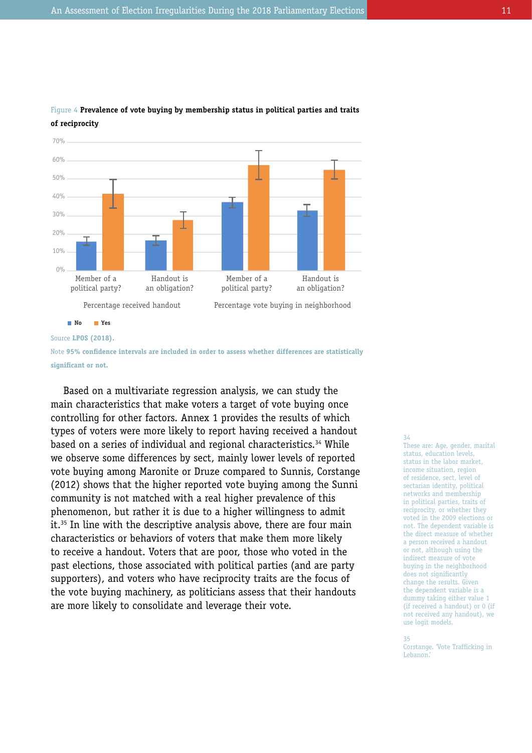Figure 4 **Prevalence of vote buying by membership status in political parties and traits of reciprocity**

| | Percentage received handout | | Percentage vote buying in neighborhood | |
|---|---|---|---|---|
| | Member of a political party? | Handout is an obligation? | Member of a political party? | Handout is an obligation? |
| No | ~16% | ~16% | ~37% | ~33% |
| Yes | ~42% | ~28% | ~58% | ~55% |

Source **LPOS (2018).**

Note **95% confidence intervals are included in order to assess whether differences are statistically significant or not.**

Based on a multivariate regression analysis, we can study the main characteristics that make voters a target of vote buying once controlling for other factors. Annex 1 provides the results of which types of voters were more likely to report having received a handout based on a series of individual and regional characteristics.[34] While we observe some differences by sect, mainly lower levels of reported vote buying among Maronite or Druze compared to Sunnis, Corstange (2012) shows that the higher reported vote buying among the Sunni community is not matched with a real higher prevalence of this phenomenon, but rather it is due to a higher willingness to admit it.[35] In line with the descriptive analysis above, there are four main characteristics or behaviors of voters that make them more likely to receive a handout. Voters that are poor, those who voted in the past elections, those associated with political parties (and are party supporters), and voters who have reciprocity traits are the focus of the vote buying machinery, as politicians assess that their handouts are more likely to consolidate and leverage their vote.

34 These are: Age, gender, marital status, education levels, status in the labor market, income situation, region of residence, sect, level of sectarian identity, political networks and membership in political parties, traits of reciprocity, or whether they voted in the 2009 elections or not. The dependent variable is the direct measure of whether a person received a handout or not, although using the indirect measure of vote buying in the neighborhood does not significantly change the results. Given the dependent variable is a dummy taking either value 1 (if received a handout) or 0 (if not received any handout), we use logit models.

35 Corstange. 'Vote Trafficking in Lebanon.'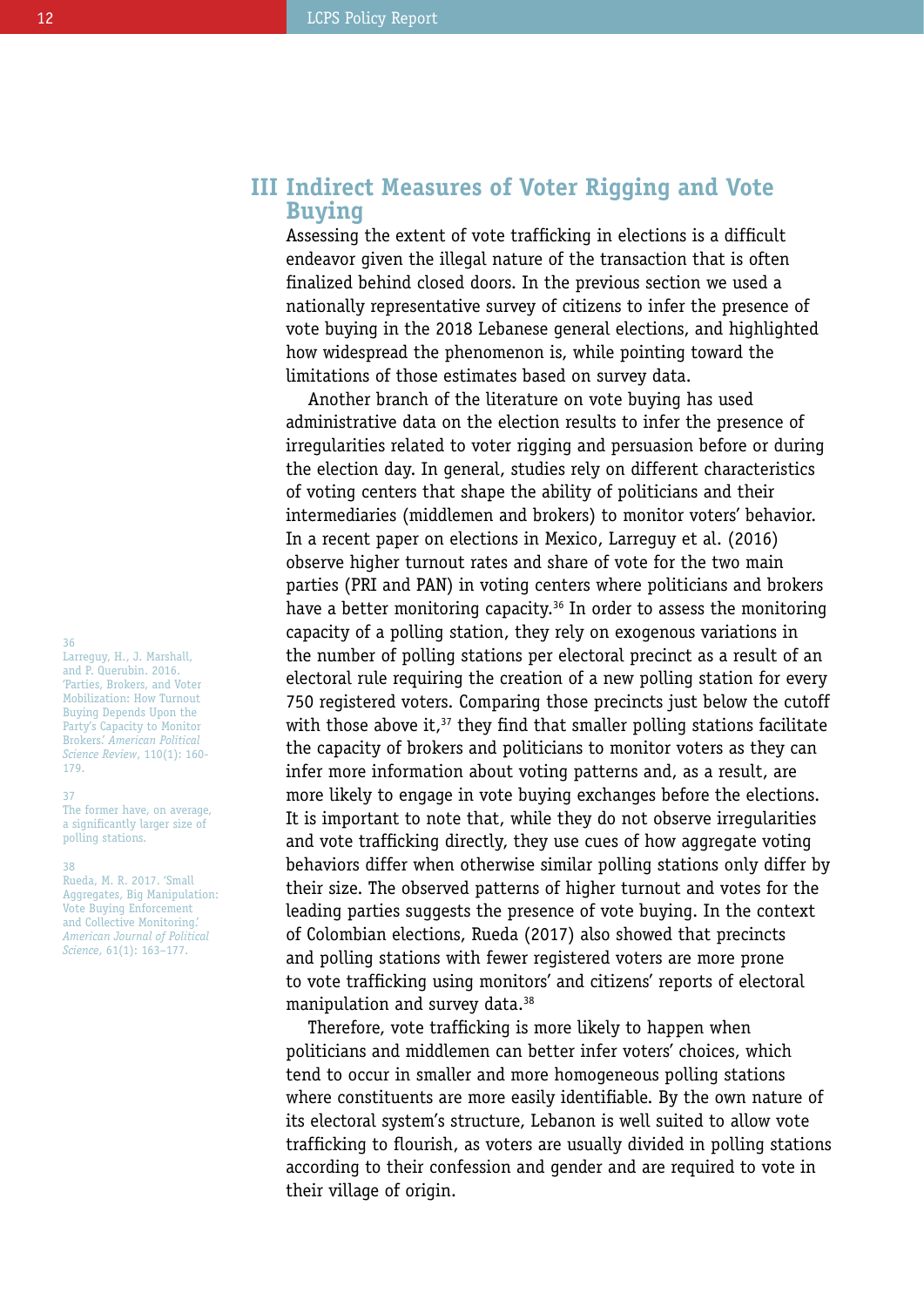## III Indirect Measures of Voter Rigging and Vote Buying

Assessing the extent of vote trafficking in elections is a difficult endeavor given the illegal nature of the transaction that is often finalized behind closed doors. In the previous section we used a nationally representative survey of citizens to infer the presence of vote buying in the 2018 Lebanese general elections, and highlighted how widespread the phenomenon is, while pointing toward the limitations of those estimates based on survey data.

Another branch of the literature on vote buying has used administrative data on the election results to infer the presence of irregularities related to voter rigging and persuasion before or during the election day. In general, studies rely on different characteristics of voting centers that shape the ability of politicians and their intermediaries (middlemen and brokers) to monitor voters' behavior. In a recent paper on elections in Mexico, Larreguy et al. (2016) observe higher turnout rates and share of vote for the two main parties (PRI and PAN) in voting centers where politicians and brokers have a better monitoring capacity.[36] In order to assess the monitoring capacity of a polling station, they rely on exogenous variations in the number of polling stations per electoral precinct as a result of an electoral rule requiring the creation of a new polling station for every 750 registered voters. Comparing those precincts just below the cutoff with those above it,[37] they find that smaller polling stations facilitate the capacity of brokers and politicians to monitor voters as they can infer more information about voting patterns and, as a result, are more likely to engage in vote buying exchanges before the elections. It is important to note that, while they do not observe irregularities and vote trafficking directly, they use cues of how aggregate voting behaviors differ when otherwise similar polling stations only differ by their size. The observed patterns of higher turnout and votes for the leading parties suggests the presence of vote buying. In the context of Colombian elections, Rueda (2017) also showed that precincts and polling stations with fewer registered voters are more prone to vote trafficking using monitors' and citizens' reports of electoral manipulation and survey data.[38]

Therefore, vote trafficking is more likely to happen when politicians and middlemen can better infer voters' choices, which tend to occur in smaller and more homogeneous polling stations where constituents are more easily identifiable. By the own nature of its electoral system's structure, Lebanon is well suited to allow vote trafficking to flourish, as voters are usually divided in polling stations according to their confession and gender and are required to vote in their village of origin.

---

[36] Larreguy, H., J. Marshall, and P. Querubin. 2016. 'Parties, Brokers, and Voter Mobilization: How Turnout Buying Depends Upon the Party's Capacity to Monitor Brokers.' *American Political Science Review*, 110(1): 160-179.

[37] The former have, on average, a significantly larger size of polling stations.

[38] Rueda, M. R. 2017. 'Small Aggregates, Big Manipulation: Vote Buying Enforcement and Collective Monitoring.' *American Journal of Political Science*, 61(1): 163–177.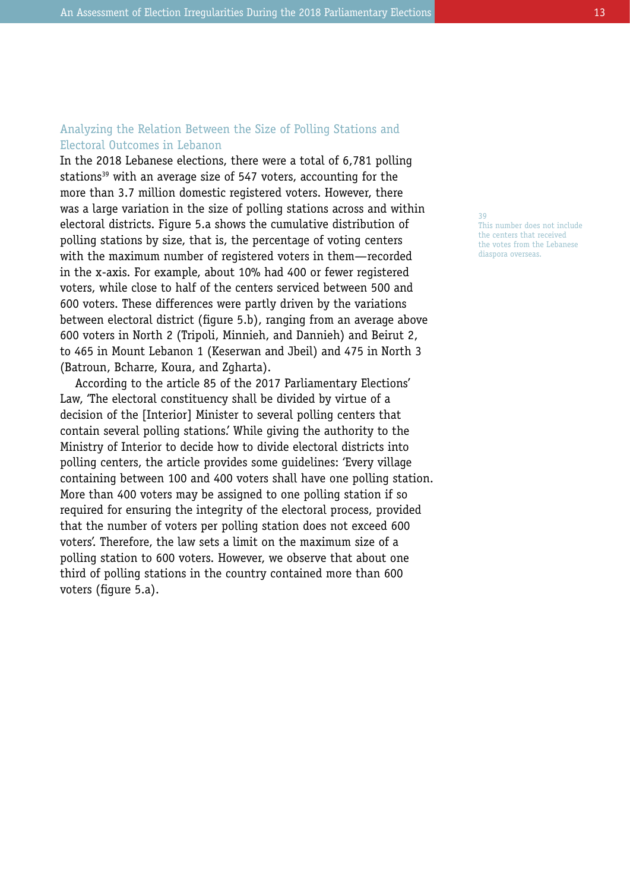## Analyzing the Relation Between the Size of Polling Stations and Electoral Outcomes in Lebanon

In the 2018 Lebanese elections, there were a total of 6,781 polling stations[39] with an average size of 547 voters, accounting for the more than 3.7 million domestic registered voters. However, there was a large variation in the size of polling stations across and within electoral districts. Figure 5.a shows the cumulative distribution of polling stations by size, that is, the percentage of voting centers with the maximum number of registered voters in them—recorded in the x-axis. For example, about 10% had 400 or fewer registered voters, while close to half of the centers serviced between 500 and 600 voters. These differences were partly driven by the variations between electoral district (figure 5.b), ranging from an average above 600 voters in North 2 (Tripoli, Minnieh, and Dannieh) and Beirut 2, to 465 in Mount Lebanon 1 (Keserwan and Jbeil) and 475 in North 3 (Batroun, Bcharre, Koura, and Zgharta).

According to the article 85 of the 2017 Parliamentary Elections' Law, 'The electoral constituency shall be divided by virtue of a decision of the [Interior] Minister to several polling centers that contain several polling stations.' While giving the authority to the Ministry of Interior to decide how to divide electoral districts into polling centers, the article provides some guidelines: 'Every village containing between 100 and 400 voters shall have one polling station. More than 400 voters may be assigned to one polling station if so required for ensuring the integrity of the electoral process, provided that the number of voters per polling station does not exceed 600 voters'. Therefore, the law sets a limit on the maximum size of a polling station to 600 voters. However, we observe that about one third of polling stations in the country contained more than 600 voters (figure 5.a).

[39] This number does not include the centers that received the votes from the Lebanese diaspora overseas.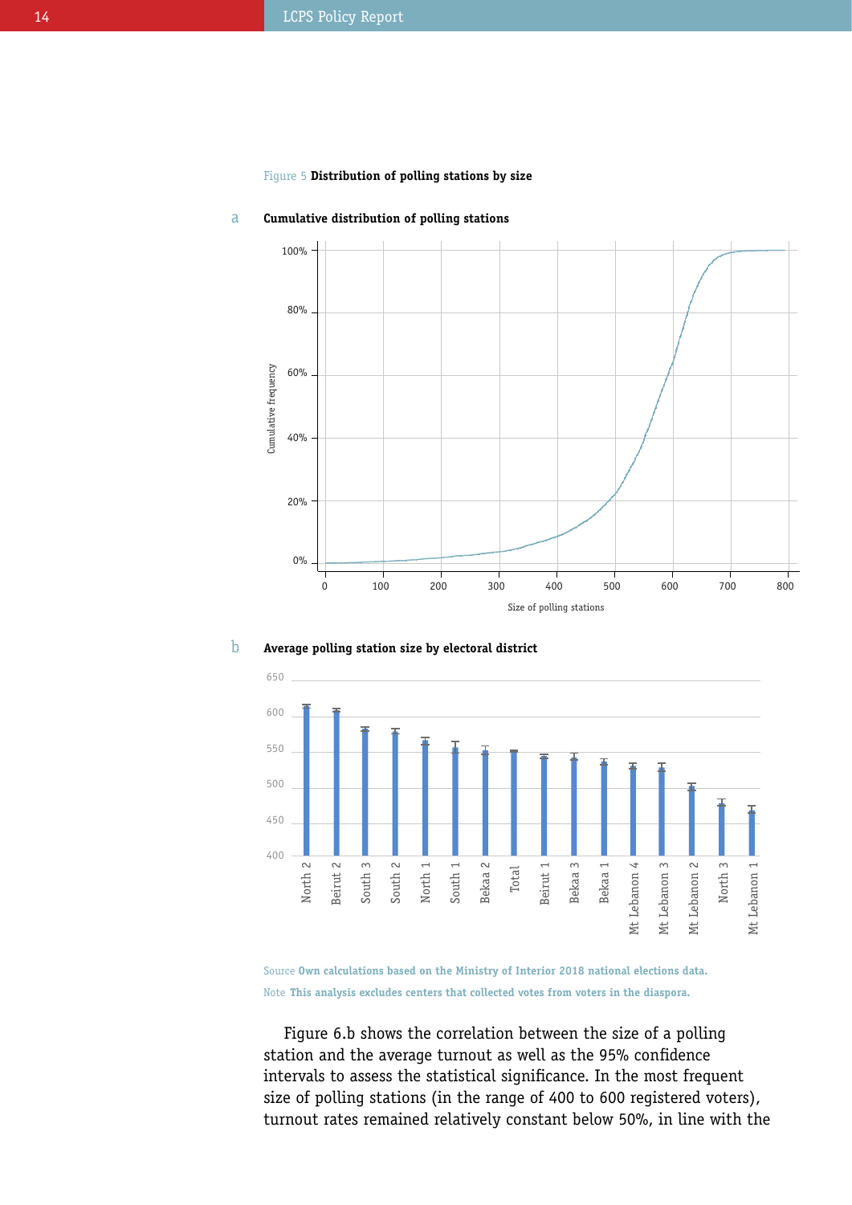Figure 5 **Distribution of polling stations by size**

a **Cumulative distribution of polling stations**

b **Average polling station size by electoral district**

Source **Own calculations based on the Ministry of Interior 2018 national elections data.**
Note **This analysis excludes centers that collected votes from voters in the diaspora.**

Figure 6.b shows the correlation between the size of a polling station and the average turnout as well as the 95% confidence intervals to assess the statistical significance. In the most frequent size of polling stations (in the range of 400 to 600 registered voters), turnout rates remained relatively constant below 50%, in line with the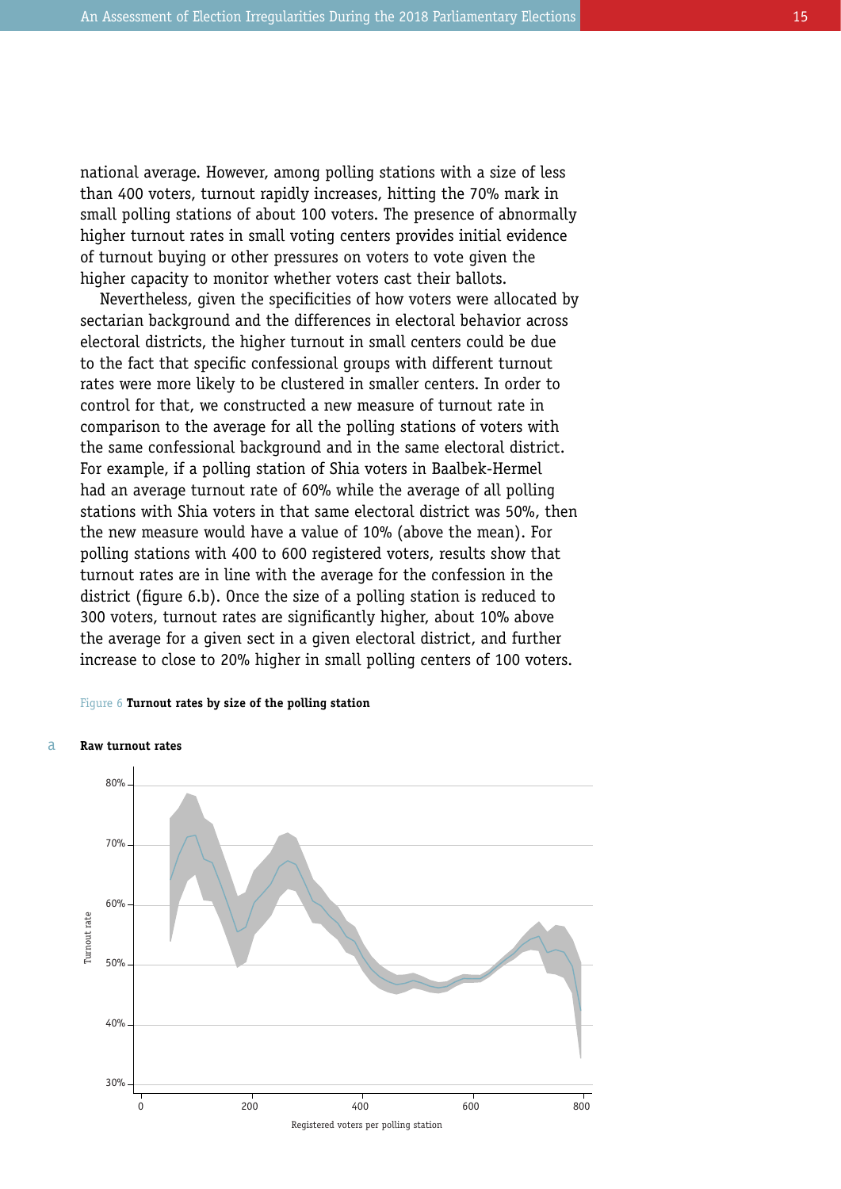national average. However, among polling stations with a size of less than 400 voters, turnout rapidly increases, hitting the 70% mark in small polling stations of about 100 voters. The presence of abnormally higher turnout rates in small voting centers provides initial evidence of turnout buying or other pressures on voters to vote given the higher capacity to monitor whether voters cast their ballots.

Nevertheless, given the specificities of how voters were allocated by sectarian background and the differences in electoral behavior across electoral districts, the higher turnout in small centers could be due to the fact that specific confessional groups with different turnout rates were more likely to be clustered in smaller centers. In order to control for that, we constructed a new measure of turnout rate in comparison to the average for all the polling stations of voters with the same confessional background and in the same electoral district. For example, if a polling station of Shia voters in Baalbek-Hermel had an average turnout rate of 60% while the average of all polling stations with Shia voters in that same electoral district was 50%, then the new measure would have a value of 10% (above the mean). For polling stations with 400 to 600 registered voters, results show that turnout rates are in line with the average for the confession in the district (figure 6.b). Once the size of a polling station is reduced to 300 voters, turnout rates are significantly higher, about 10% above the average for a given sect in a given electoral district, and further increase to close to 20% higher in small polling centers of 100 voters.

Figure 6 **Turnout rates by size of the polling station**

a **Raw turnout rates**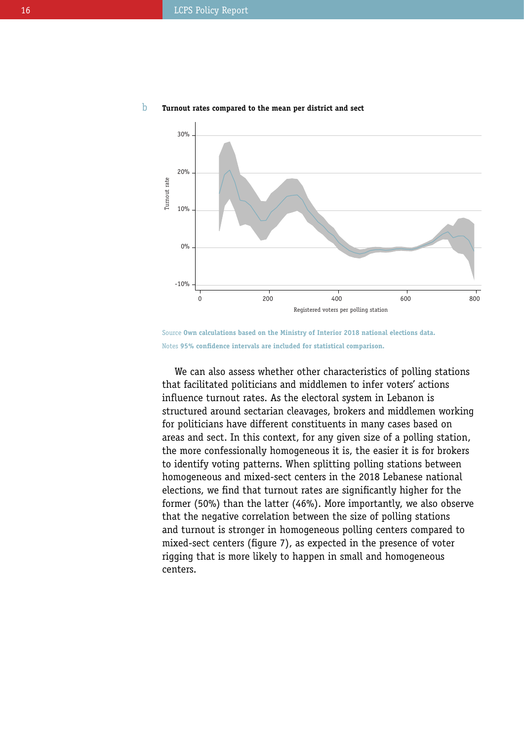b **Turnout rates compared to the mean per district and sect**

Source **Own calculations based on the Ministry of Interior 2018 national elections data.**

Notes **95% confidence intervals are included for statistical comparison.**

We can also assess whether other characteristics of polling stations that facilitated politicians and middlemen to infer voters' actions influence turnout rates. As the electoral system in Lebanon is structured around sectarian cleavages, brokers and middlemen working for politicians have different constituents in many cases based on areas and sect. In this context, for any given size of a polling station, the more confessionally homogeneous it is, the easier it is for brokers to identify voting patterns. When splitting polling stations between homogeneous and mixed-sect centers in the 2018 Lebanese national elections, we find that turnout rates are significantly higher for the former (50%) than the latter (46%). More importantly, we also observe that the negative correlation between the size of polling stations and turnout is stronger in homogeneous polling centers compared to mixed-sect centers (figure 7), as expected in the presence of voter rigging that is more likely to happen in small and homogeneous centers.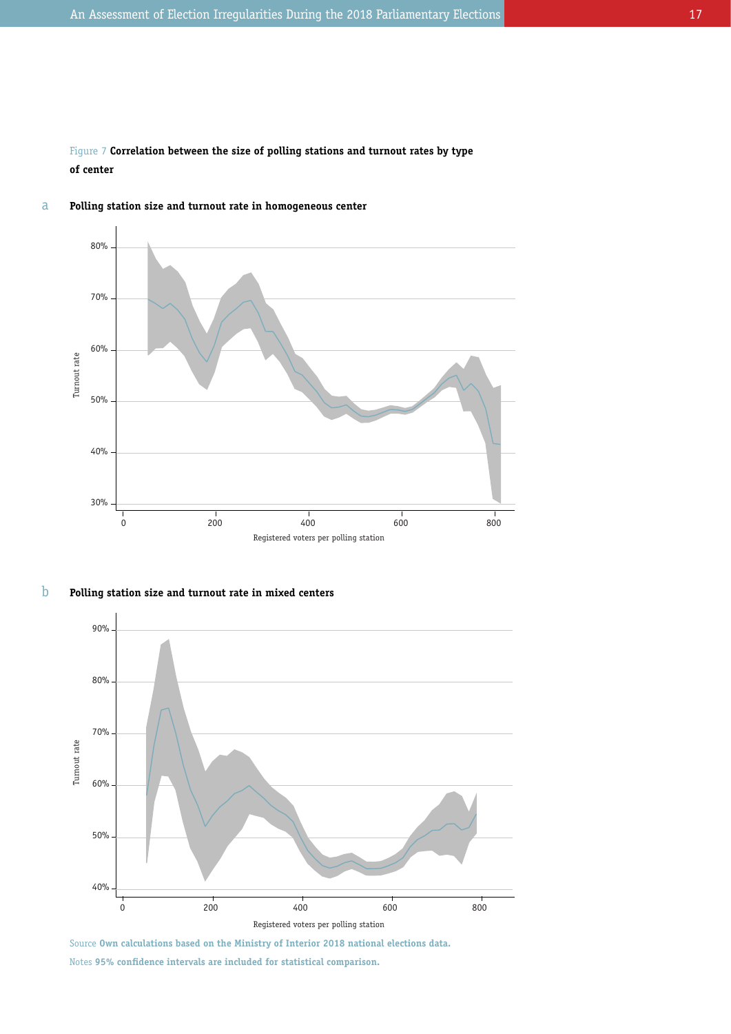Figure 7 **Correlation between the size of polling stations and turnout rates by type of center**

a **Polling station size and turnout rate in homogeneous center**

b **Polling station size and turnout rate in mixed centers**

Source **Own calculations based on the Ministry of Interior 2018 national elections data.**

Notes **95% confidence intervals are included for statistical comparison.**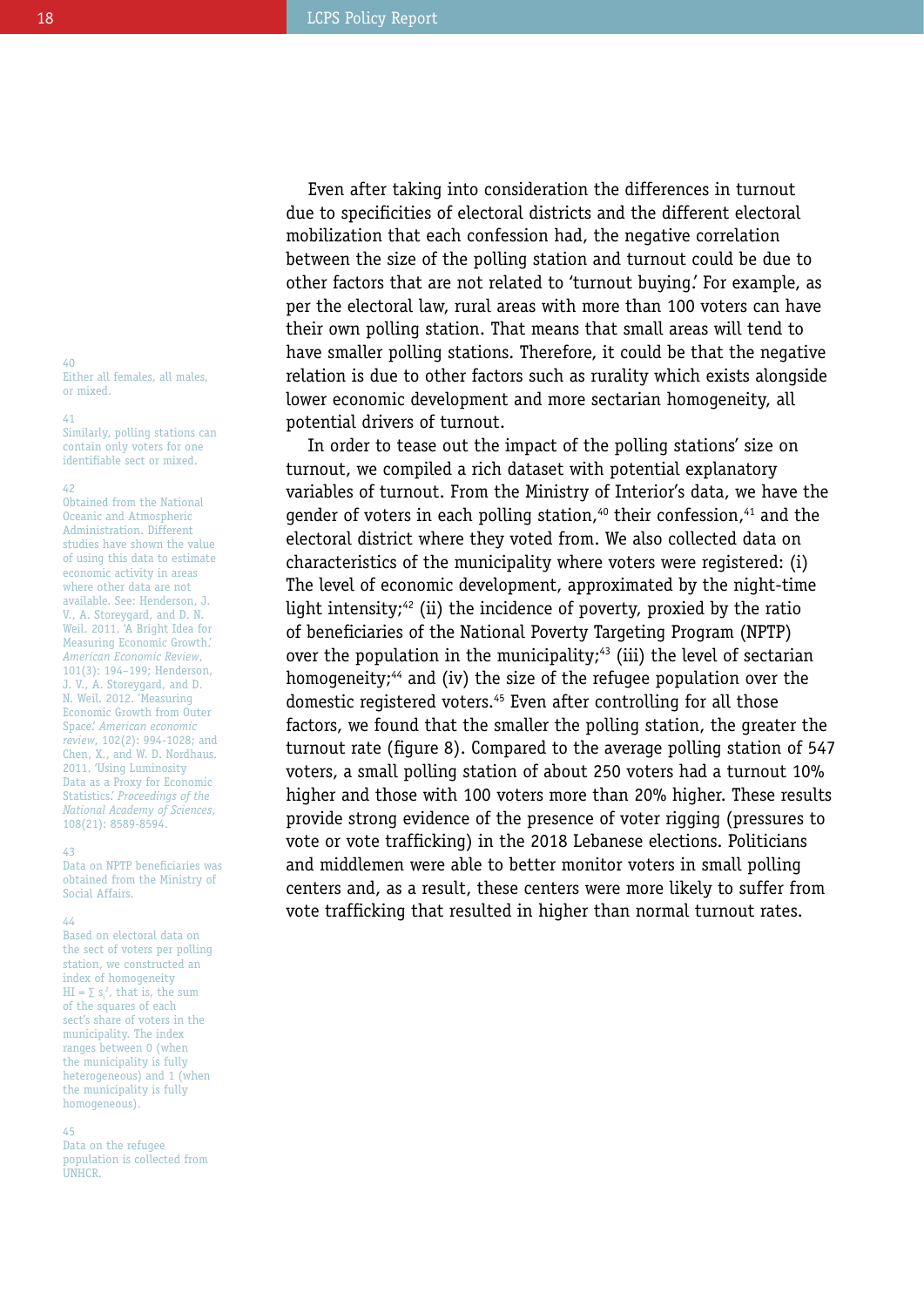Even after taking into consideration the differences in turnout due to specificities of electoral districts and the different electoral mobilization that each confession had, the negative correlation between the size of the polling station and turnout could be due to other factors that are not related to 'turnout buying.' For example, as per the electoral law, rural areas with more than 100 voters can have their own polling station. That means that small areas will tend to have smaller polling stations. Therefore, it could be that the negative relation is due to other factors such as rurality which exists alongside lower economic development and more sectarian homogeneity, all potential drivers of turnout.

In order to tease out the impact of the polling stations' size on turnout, we compiled a rich dataset with potential explanatory variables of turnout. From the Ministry of Interior's data, we have the gender of voters in each polling station,[40] their confession,[41] and the electoral district where they voted from. We also collected data on characteristics of the municipality where voters were registered: (i) The level of economic development, approximated by the night-time light intensity;[42] (ii) the incidence of poverty, proxied by the ratio of beneficiaries of the National Poverty Targeting Program (NPTP) over the population in the municipality;[43] (iii) the level of sectarian homogeneity;[44] and (iv) the size of the refugee population over the domestic registered voters.[45] Even after controlling for all those factors, we found that the smaller the polling station, the greater the turnout rate (figure 8). Compared to the average polling station of 547 voters, a small polling station of about 250 voters had a turnout 10% higher and those with 100 voters more than 20% higher. These results provide strong evidence of the presence of voter rigging (pressures to vote or vote trafficking) in the 2018 Lebanese elections. Politicians and middlemen were able to better monitor voters in small polling centers and, as a result, these centers were more likely to suffer from vote trafficking that resulted in higher than normal turnout rates.

---

40 Either all females, all males, or mixed.

41 Similarly, polling stations can contain only voters for one identifiable sect or mixed.

42 Obtained from the National Oceanic and Atmospheric Administration. Different studies have shown the value of using this data to estimate economic activity in areas where other data are not available. See: Henderson, J. V., A. Storeygard, and D. N. Weil. 2011. 'A Bright Idea for Measuring Economic Growth.' *American Economic Review*, 101(3): 194–199; Henderson, J. V., A. Storeygard, and D. N. Weil. 2012. 'Measuring Economic Growth from Outer Space.' *American economic review*, 102(2): 994-1028; and Chen, X., and W. D. Nordhaus. 2011. 'Using Luminosity Data as a Proxy for Economic Statistics.' *Proceedings of the National Academy of Sciences*, 108(21): 8589-8594.

43 Data on NPTP beneficiaries was obtained from the Ministry of Social Affairs.

44 Based on electoral data on the sect of voters per polling station, we constructed an index of homogeneity $HI = \sum s_i^2$, that is, the sum of the squares of each sect's share of voters in the municipality. The index ranges between 0 (when the municipality is fully heterogeneous) and 1 (when the municipality is fully homogeneous).

45 Data on the refugee population is collected from UNHCR.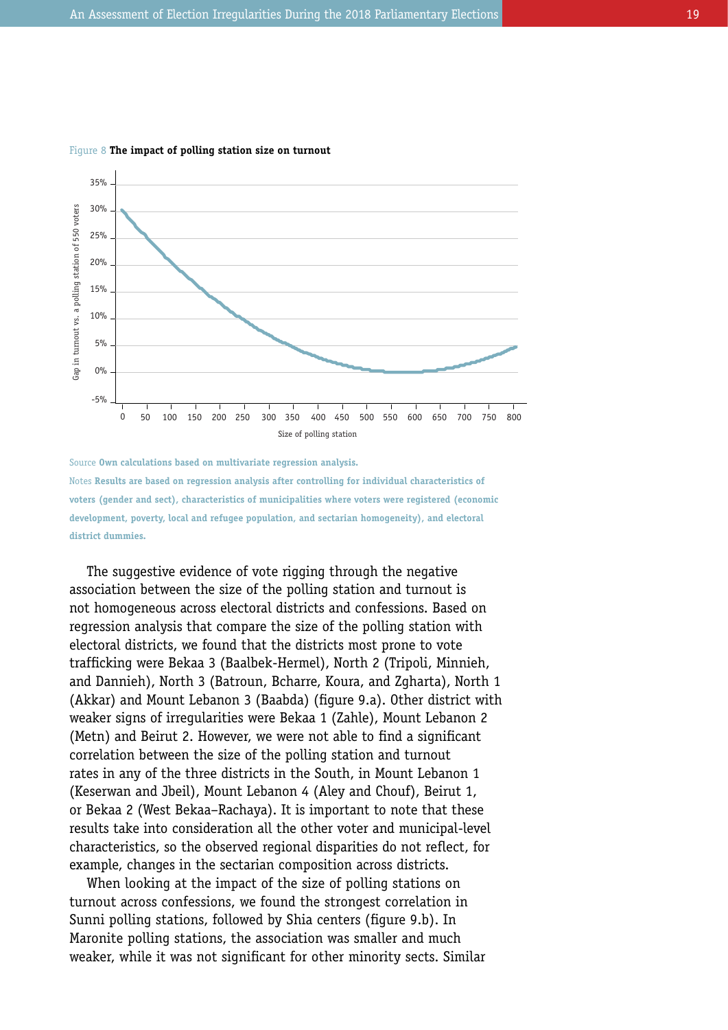Figure 8 **The impact of polling station size on turnout**

Source **Own calculations based on multivariate regression analysis.**

Notes **Results are based on regression analysis after controlling for individual characteristics of voters (gender and sect), characteristics of municipalities where voters were registered (economic development, poverty, local and refugee population, and sectarian homogeneity), and electoral district dummies.**

The suggestive evidence of vote rigging through the negative association between the size of the polling station and turnout is not homogeneous across electoral districts and confessions. Based on regression analysis that compare the size of the polling station with electoral districts, we found that the districts most prone to vote trafficking were Bekaa 3 (Baalbek-Hermel), North 2 (Tripoli, Minnieh, and Dannieh), North 3 (Batroun, Bcharre, Koura, and Zgharta), North 1 (Akkar) and Mount Lebanon 3 (Baabda) (figure 9.a). Other district with weaker signs of irregularities were Bekaa 1 (Zahle), Mount Lebanon 2 (Metn) and Beirut 2. However, we were not able to find a significant correlation between the size of the polling station and turnout rates in any of the three districts in the South, in Mount Lebanon 1 (Keserwan and Jbeil), Mount Lebanon 4 (Aley and Chouf), Beirut 1, or Bekaa 2 (West Bekaa–Rachaya). It is important to note that these results take into consideration all the other voter and municipal-level characteristics, so the observed regional disparities do not reflect, for example, changes in the sectarian composition across districts.

When looking at the impact of the size of polling stations on turnout across confessions, we found the strongest correlation in Sunni polling stations, followed by Shia centers (figure 9.b). In Maronite polling stations, the association was smaller and much weaker, while it was not significant for other minority sects. Similar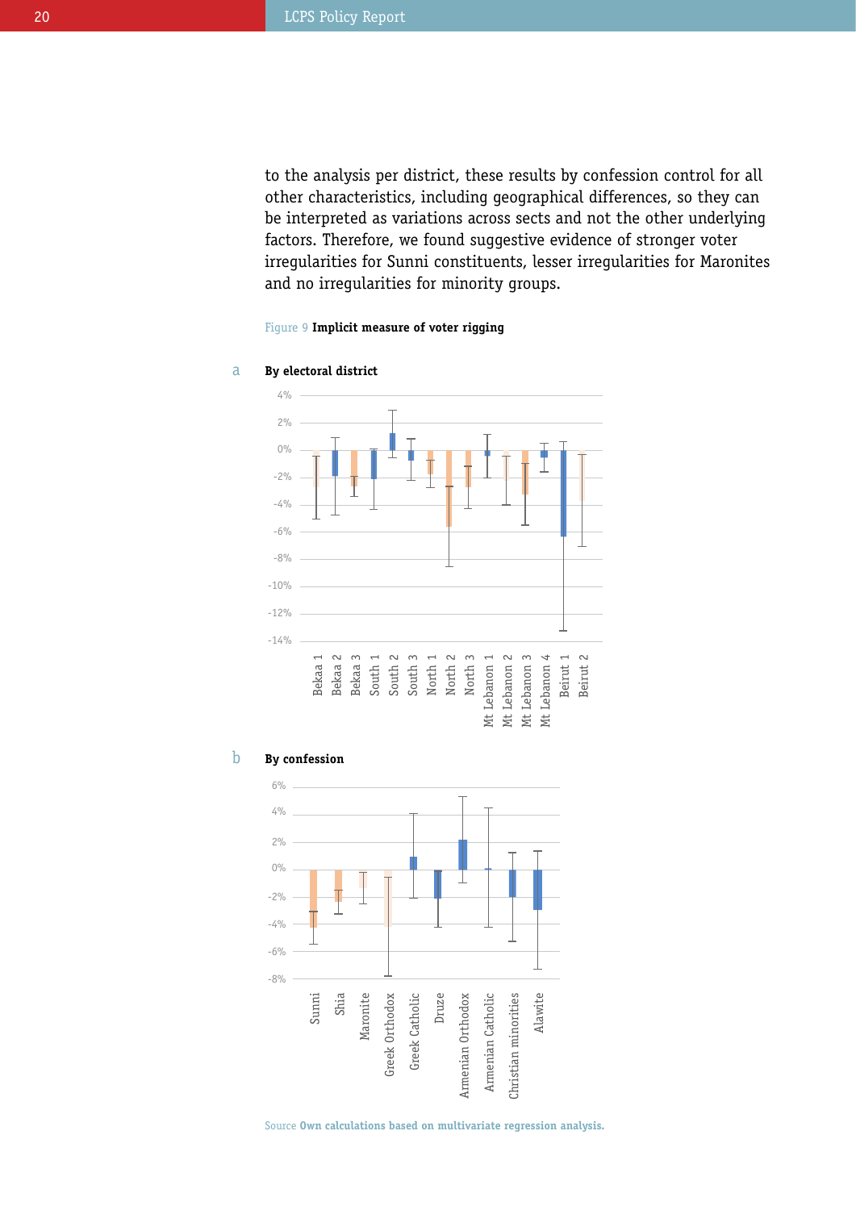to the analysis per district, these results by confession control for all other characteristics, including geographical differences, so they can be interpreted as variations across sects and not the other underlying factors. Therefore, we found suggestive evidence of stronger voter irregularities for Sunni constituents, lesser irregularities for Maronites and no irregularities for minority groups.

Figure 9 **Implicit measure of voter rigging**

a **By electoral district**

b **By confession**

Source **Own calculations based on multivariate regression analysis.**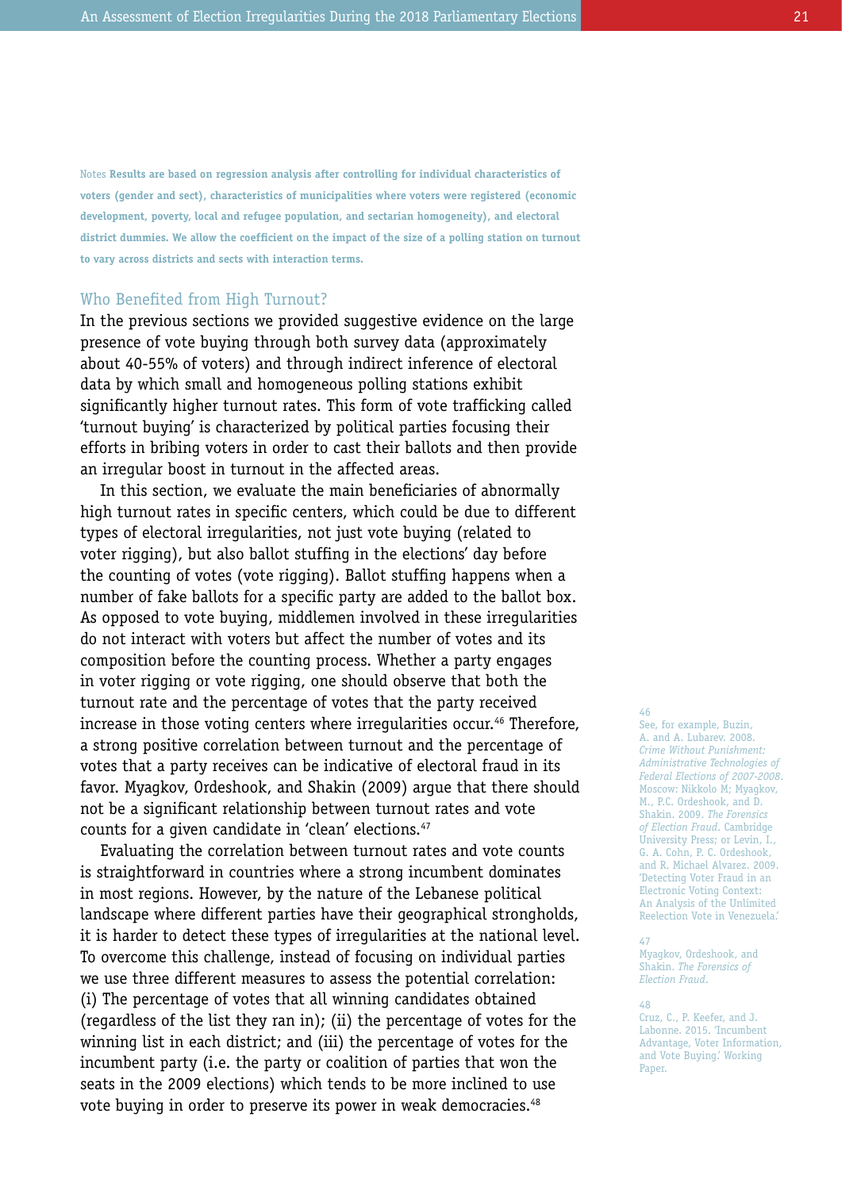Notes **Results are based on regression analysis after controlling for individual characteristics of voters (gender and sect), characteristics of municipalities where voters were registered (economic development, poverty, local and refugee population, and sectarian homogeneity), and electoral district dummies. We allow the coefficient on the impact of the size of a polling station on turnout to vary across districts and sects with interaction terms.**

## Who Benefited from High Turnout?

In the previous sections we provided suggestive evidence on the large presence of vote buying through both survey data (approximately about 40-55% of voters) and through indirect inference of electoral data by which small and homogeneous polling stations exhibit significantly higher turnout rates. This form of vote trafficking called 'turnout buying' is characterized by political parties focusing their efforts in bribing voters in order to cast their ballots and then provide an irregular boost in turnout in the affected areas.

In this section, we evaluate the main beneficiaries of abnormally high turnout rates in specific centers, which could be due to different types of electoral irregularities, not just vote buying (related to voter rigging), but also ballot stuffing in the elections' day before the counting of votes (vote rigging). Ballot stuffing happens when a number of fake ballots for a specific party are added to the ballot box. As opposed to vote buying, middlemen involved in these irregularities do not interact with voters but affect the number of votes and its composition before the counting process. Whether a party engages in voter rigging or vote rigging, one should observe that both the turnout rate and the percentage of votes that the party received increase in those voting centers where irregularities occur.[46] Therefore, a strong positive correlation between turnout and the percentage of votes that a party receives can be indicative of electoral fraud in its favor. Myagkov, Ordeshook, and Shakin (2009) argue that there should not be a significant relationship between turnout rates and vote counts for a given candidate in 'clean' elections.[47]

Evaluating the correlation between turnout rates and vote counts is straightforward in countries where a strong incumbent dominates in most regions. However, by the nature of the Lebanese political landscape where different parties have their geographical strongholds, it is harder to detect these types of irregularities at the national level. To overcome this challenge, instead of focusing on individual parties we use three different measures to assess the potential correlation: (i) The percentage of votes that all winning candidates obtained (regardless of the list they ran in); (ii) the percentage of votes for the winning list in each district; and (iii) the percentage of votes for the incumbent party (i.e. the party or coalition of parties that won the seats in the 2009 elections) which tends to be more inclined to use vote buying in order to preserve its power in weak democracies.[48]

---

46
See, for example, Buzin, A. and A. Lubarev. 2008. *Crime Without Punishment: Administrative Technologies of Federal Elections of 2007-2008*. Moscow: Nikkolo M; Myagkov, M., P.C. Ordeshook, and D. Shakin. 2009. *The Forensics of Election Fraud*. Cambridge University Press; or Levin, I., G. A. Cohn, P. C. Ordeshook, and R. Michael Alvarez. 2009. 'Detecting Voter Fraud in an Electronic Voting Context: An Analysis of the Unlimited Reelection Vote in Venezuela.'

47
Myagkov, Ordeshook, and Shakin. *The Forensics of Election Fraud*.

48
Cruz, C., P. Keefer, and J. Labonne. 2015. 'Incumbent Advantage, Voter Information, and Vote Buying.' Working Paper.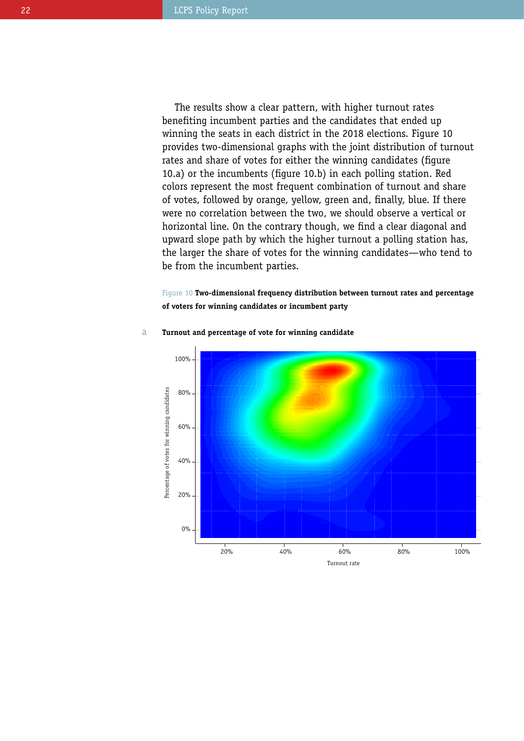The results show a clear pattern, with higher turnout rates benefiting incumbent parties and the candidates that ended up winning the seats in each district in the 2018 elections. Figure 10 provides two-dimensional graphs with the joint distribution of turnout rates and share of votes for either the winning candidates (figure 10.a) or the incumbents (figure 10.b) in each polling station. Red colors represent the most frequent combination of turnout and share of votes, followed by orange, yellow, green and, finally, blue. If there were no correlation between the two, we should observe a vertical or horizontal line. On the contrary though, we find a clear diagonal and upward slope path by which the higher turnout a polling station has, the larger the share of votes for the winning candidates—who tend to be from the incumbent parties.

Figure 10 **Two-dimensional frequency distribution between turnout rates and percentage of voters for winning candidates or incumbent party**

a **Turnout and percentage of vote for winning candidate**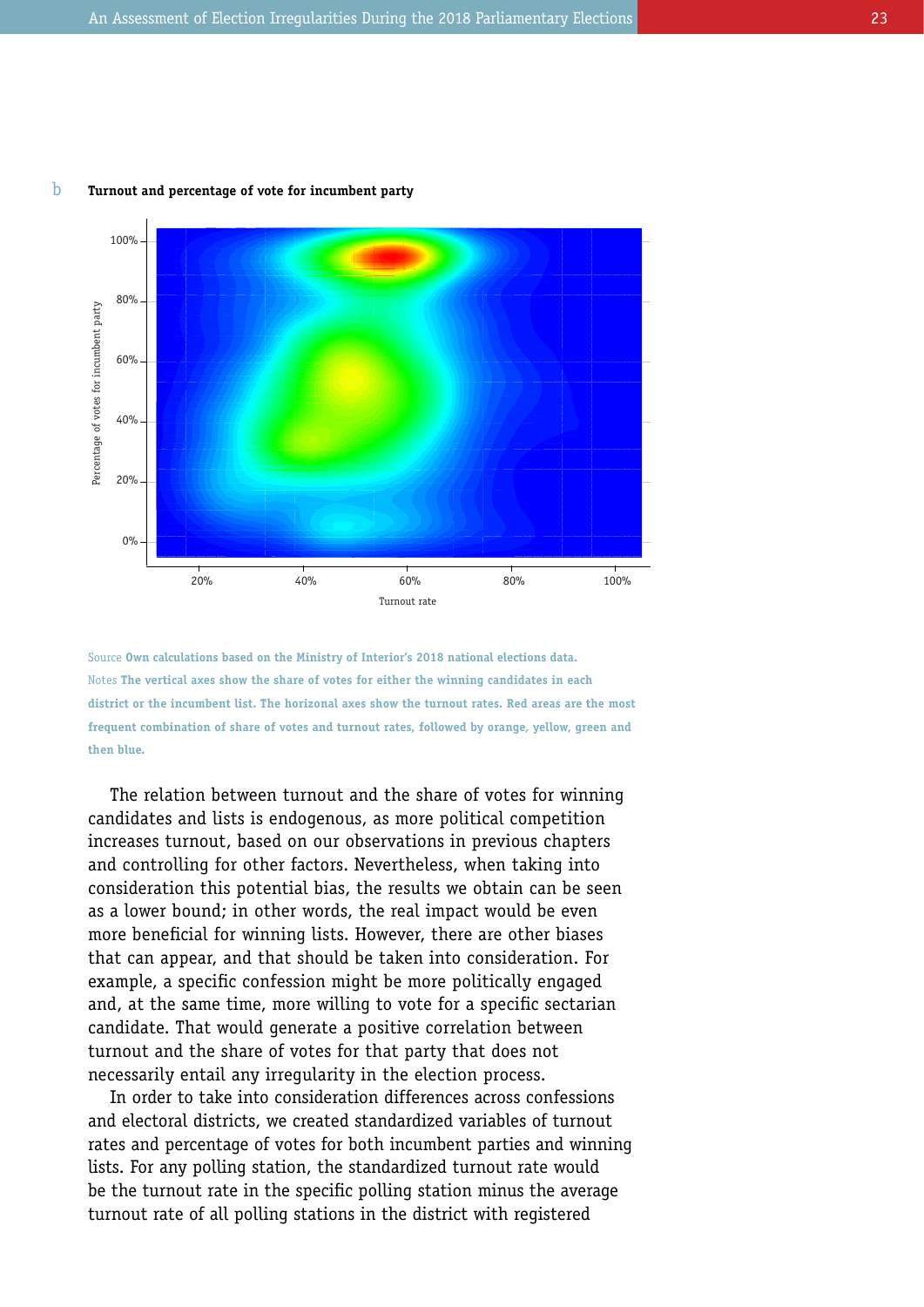b **Turnout and percentage of vote for incumbent party**

Source **Own calculations based on the Ministry of Interior's 2018 national elections data.**
Notes **The vertical axes show the share of votes for either the winning candidates in each district or the incumbent list. The horizonal axes show the turnout rates. Red areas are the most frequent combination of share of votes and turnout rates, followed by orange, yellow, green and then blue.**

The relation between turnout and the share of votes for winning candidates and lists is endogenous, as more political competition increases turnout, based on our observations in previous chapters and controlling for other factors. Nevertheless, when taking into consideration this potential bias, the results we obtain can be seen as a lower bound; in other words, the real impact would be even more beneficial for winning lists. However, there are other biases that can appear, and that should be taken into consideration. For example, a specific confession might be more politically engaged and, at the same time, more willing to vote for a specific sectarian candidate. That would generate a positive correlation between turnout and the share of votes for that party that does not necessarily entail any irregularity in the election process.

In order to take into consideration differences across confessions and electoral districts, we created standardized variables of turnout rates and percentage of votes for both incumbent parties and winning lists. For any polling station, the standardized turnout rate would be the turnout rate in the specific polling station minus the average turnout rate of all polling stations in the district with registered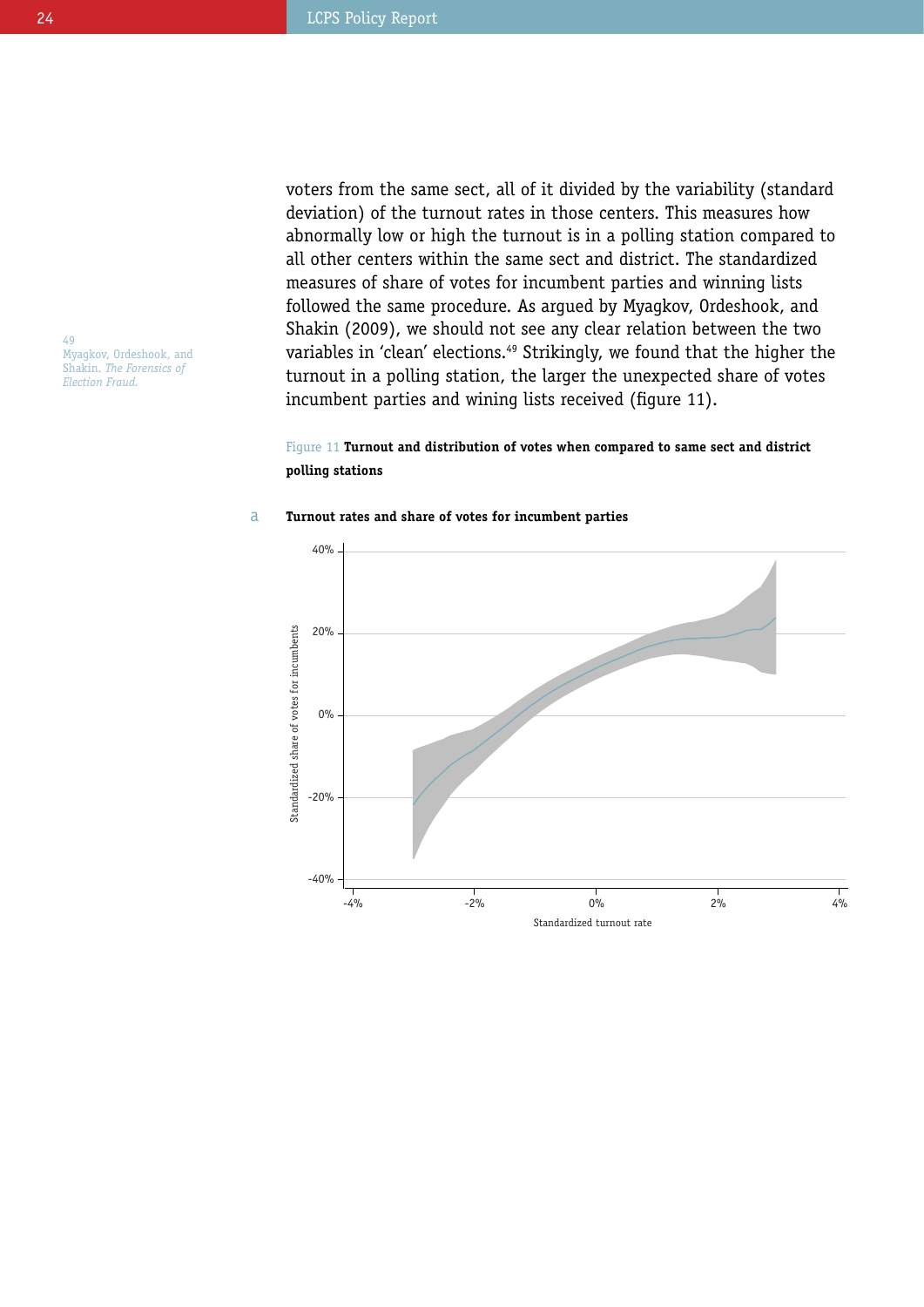voters from the same sect, all of it divided by the variability (standard deviation) of the turnout rates in those centers. This measures how abnormally low or high the turnout is in a polling station compared to all other centers within the same sect and district. The standardized measures of share of votes for incumbent parties and winning lists followed the same procedure. As argued by Myagkov, Ordeshook, and Shakin (2009), we should not see any clear relation between the two variables in 'clean' elections.[49] Strikingly, we found that the higher the turnout in a polling station, the larger the unexpected share of votes incumbent parties and wining lists received (figure 11).

[49] Myagkov, Ordeshook, and Shakin. *The Forensics of Election Fraud.*

Figure 11 **Turnout and distribution of votes when compared to same sect and district polling stations**

a **Turnout rates and share of votes for incumbent parties**

Standardized share of votes for incumbents

40%
20%
0%
-20%
-40%

-4% -2% 0% 2% 4%

Standardized turnout rate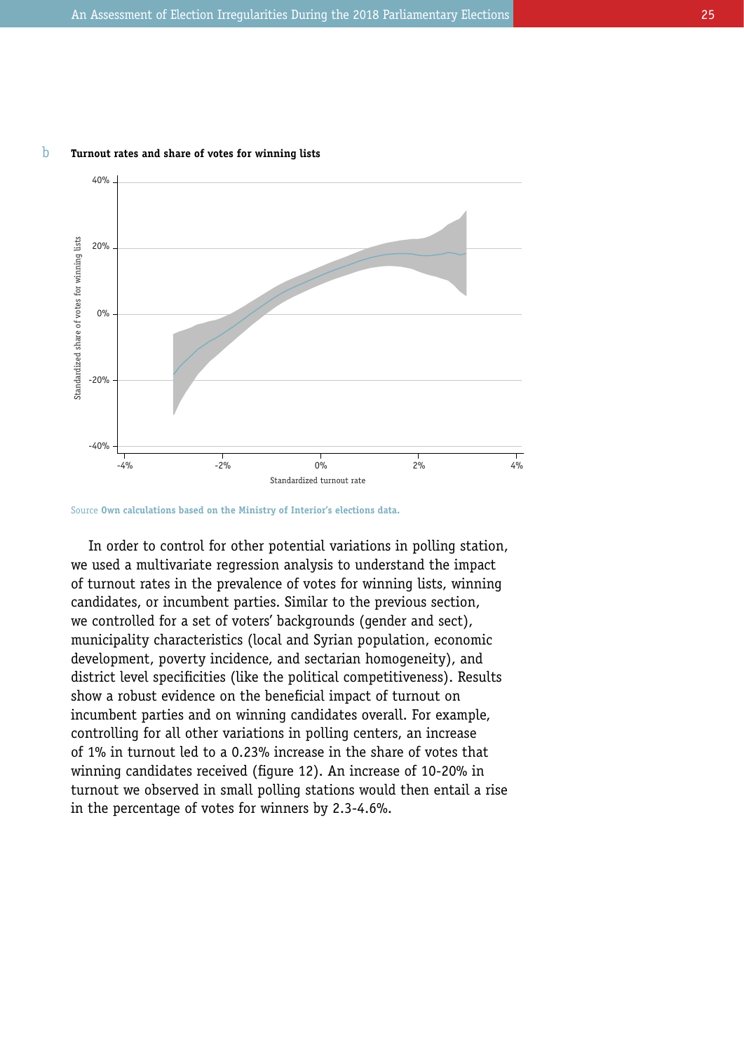b **Turnout rates and share of votes for winning lists**

Source **Own calculations based on the Ministry of Interior's elections data.**

In order to control for other potential variations in polling station, we used a multivariate regression analysis to understand the impact of turnout rates in the prevalence of votes for winning lists, winning candidates, or incumbent parties. Similar to the previous section, we controlled for a set of voters' backgrounds (gender and sect), municipality characteristics (local and Syrian population, economic development, poverty incidence, and sectarian homogeneity), and district level specificities (like the political competitiveness). Results show a robust evidence on the beneficial impact of turnout on incumbent parties and on winning candidates overall. For example, controlling for all other variations in polling centers, an increase of 1% in turnout led to a 0.23% increase in the share of votes that winning candidates received (figure 12). An increase of 10-20% in turnout we observed in small polling stations would then entail a rise in the percentage of votes for winners by 2.3-4.6%.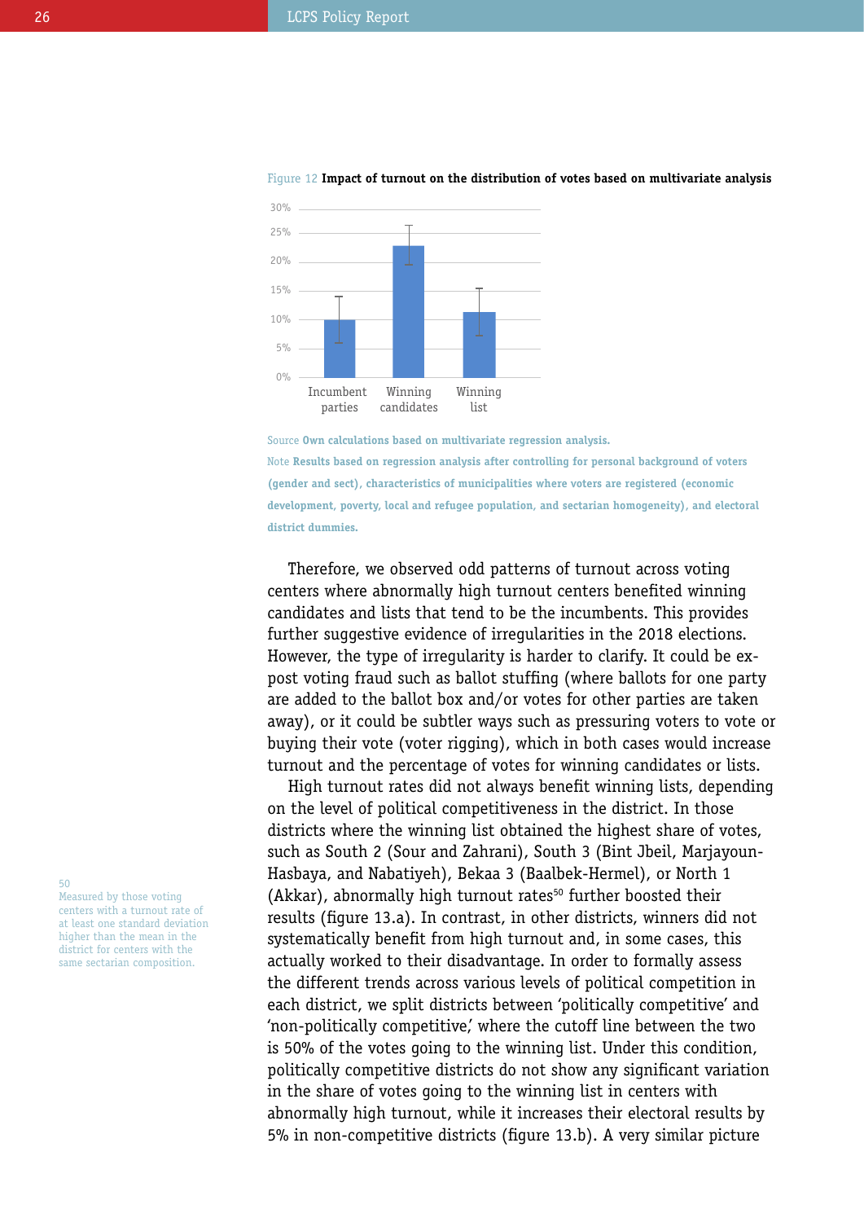Figure 12 **Impact of turnout on the distribution of votes based on multivariate analysis**

Source **Own calculations based on multivariate regression analysis.**

Note **Results based on regression analysis after controlling for personal background of voters (gender and sect), characteristics of municipalities where voters are registered (economic development, poverty, local and refugee population, and sectarian homogeneity), and electoral district dummies.**

Therefore, we observed odd patterns of turnout across voting centers where abnormally high turnout centers benefited winning candidates and lists that tend to be the incumbents. This provides further suggestive evidence of irregularities in the 2018 elections. However, the type of irregularity is harder to clarify. It could be ex-post voting fraud such as ballot stuffing (where ballots for one party are added to the ballot box and/or votes for other parties are taken away), or it could be subtler ways such as pressuring voters to vote or buying their vote (voter rigging), which in both cases would increase turnout and the percentage of votes for winning candidates or lists.

High turnout rates did not always benefit winning lists, depending on the level of political competitiveness in the district. In those districts where the winning list obtained the highest share of votes, such as South 2 (Sour and Zahrani), South 3 (Bint Jbeil, Marjayoun-Hasbaya, and Nabatiyeh), Bekaa 3 (Baalbek-Hermel), or North 1 (Akkar), abnormally high turnout rates[50] further boosted their results (figure 13.a). In contrast, in other districts, winners did not systematically benefit from high turnout and, in some cases, this actually worked to their disadvantage. In order to formally assess the different trends across various levels of political competition in each district, we split districts between 'politically competitive' and 'non-politically competitive,' where the cutoff line between the two is 50% of the votes going to the winning list. Under this condition, politically competitive districts do not show any significant variation in the share of votes going to the winning list in centers with abnormally high turnout, while it increases their electoral results by 5% in non-competitive districts (figure 13.b). A very similar picture

50 Measured by those voting centers with a turnout rate of at least one standard deviation higher than the mean in the district for centers with the same sectarian composition.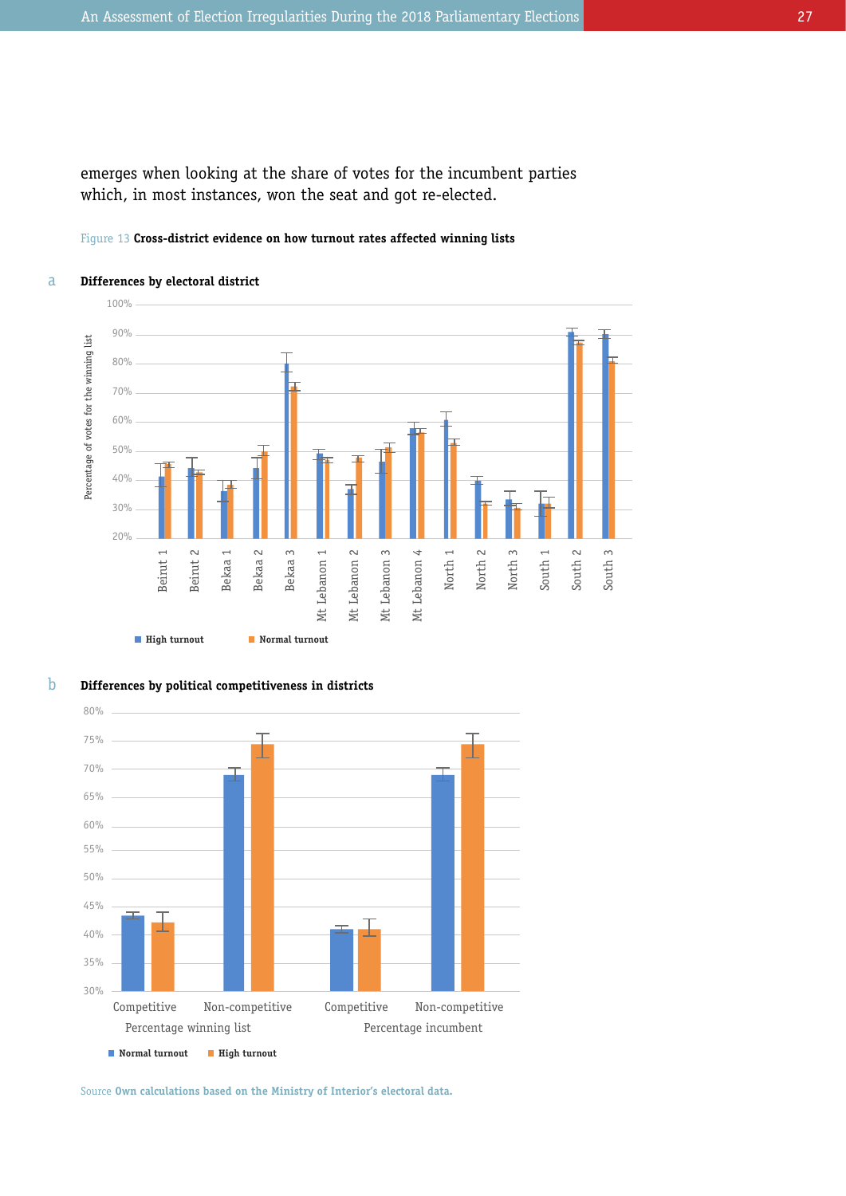emerges when looking at the share of votes for the incumbent parties which, in most instances, won the seat and got re-elected.

Figure 13 **Cross-district evidence on how turnout rates affected winning lists**

a **Differences by electoral district**

b **Differences by political competitiveness in districts**

Source **Own calculations based on the Ministry of Interior's electoral data.**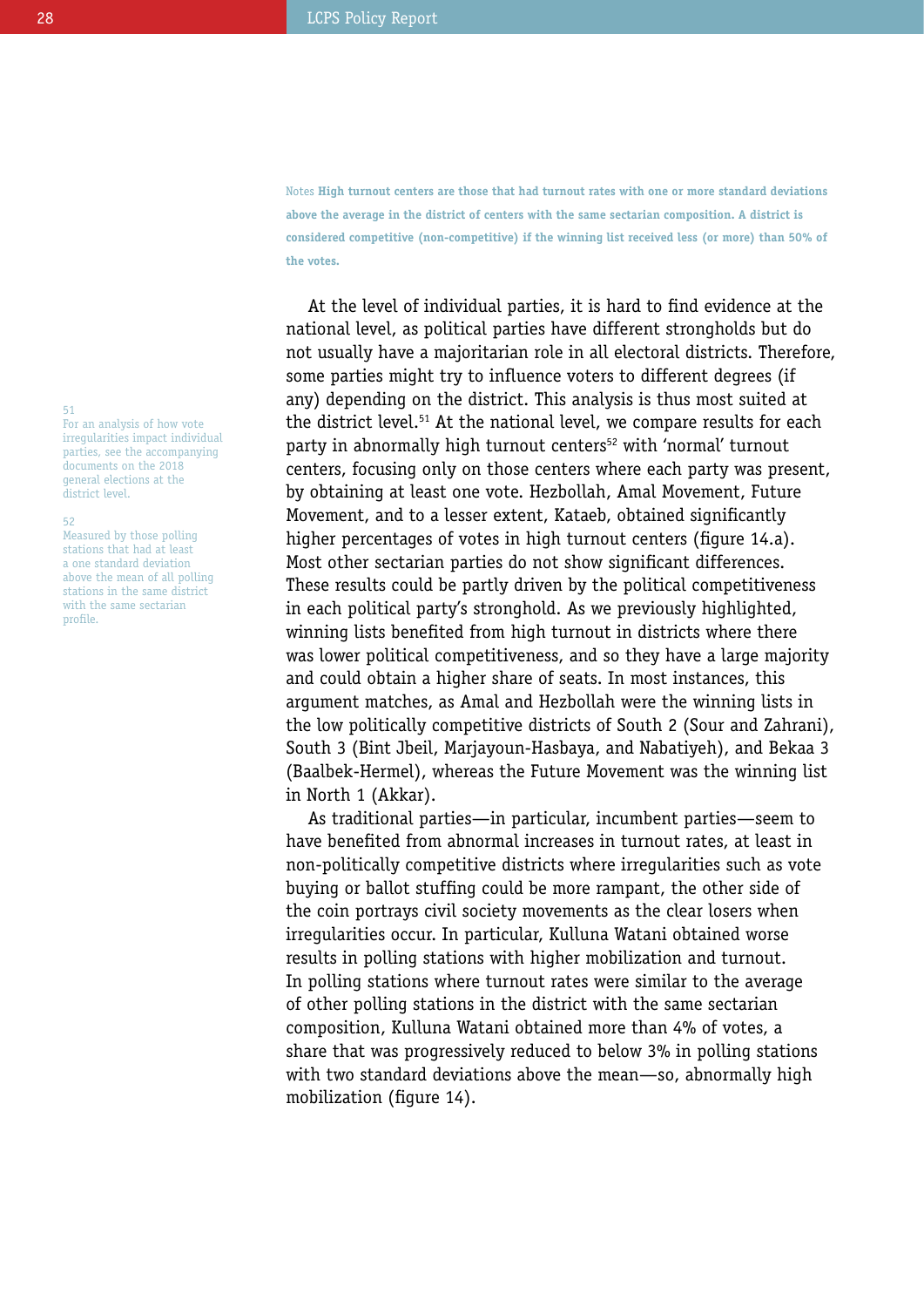Notes **High turnout centers are those that had turnout rates with one or more standard deviations above the average in the district of centers with the same sectarian composition. A district is considered competitive (non-competitive) if the winning list received less (or more) than 50% of the votes.**

At the level of individual parties, it is hard to find evidence at the national level, as political parties have different strongholds but do not usually have a majoritarian role in all electoral districts. Therefore, some parties might try to influence voters to different degrees (if any) depending on the district. This analysis is thus most suited at the district level.[51] At the national level, we compare results for each party in abnormally high turnout centers[52] with 'normal' turnout centers, focusing only on those centers where each party was present, by obtaining at least one vote. Hezbollah, Amal Movement, Future Movement, and to a lesser extent, Kataeb, obtained significantly higher percentages of votes in high turnout centers (figure 14.a). Most other sectarian parties do not show significant differences. These results could be partly driven by the political competitiveness in each political party's stronghold. As we previously highlighted, winning lists benefited from high turnout in districts where there was lower political competitiveness, and so they have a large majority and could obtain a higher share of seats. In most instances, this argument matches, as Amal and Hezbollah were the winning lists in the low politically competitive districts of South 2 (Sour and Zahrani), South 3 (Bint Jbeil, Marjayoun-Hasbaya, and Nabatiyeh), and Bekaa 3 (Baalbek-Hermel), whereas the Future Movement was the winning list in North 1 (Akkar).

As traditional parties—in particular, incumbent parties—seem to have benefited from abnormal increases in turnout rates, at least in non-politically competitive districts where irregularities such as vote buying or ballot stuffing could be more rampant, the other side of the coin portrays civil society movements as the clear losers when irregularities occur. In particular, Kulluna Watani obtained worse results in polling stations with higher mobilization and turnout. In polling stations where turnout rates were similar to the average of other polling stations in the district with the same sectarian composition, Kulluna Watani obtained more than 4% of votes, a share that was progressively reduced to below 3% in polling stations with two standard deviations above the mean—so, abnormally high mobilization (figure 14).

51 For an analysis of how vote irregularities impact individual parties, see the accompanying documents on the 2018 general elections at the district level.

52 Measured by those polling stations that had at least a one standard deviation above the mean of all polling stations in the same district with the same sectarian profile.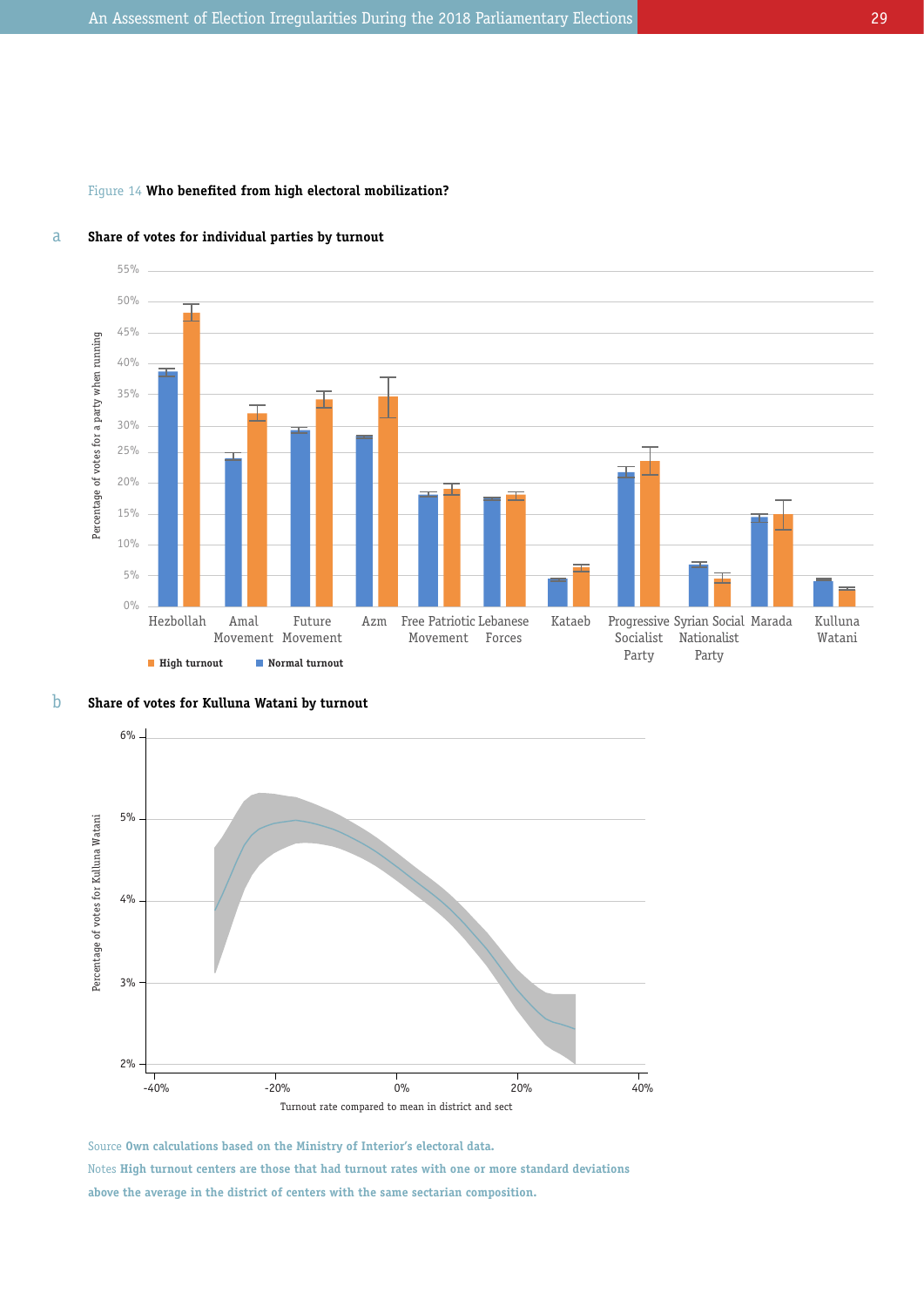Figure 14 **Who benefited from high electoral mobilization?**

a **Share of votes for individual parties by turnout**

b **Share of votes for Kulluna Watani by turnout**

Source **Own calculations based on the Ministry of Interior's electoral data.**

Notes **High turnout centers are those that had turnout rates with one or more standard deviations above the average in the district of centers with the same sectarian composition.**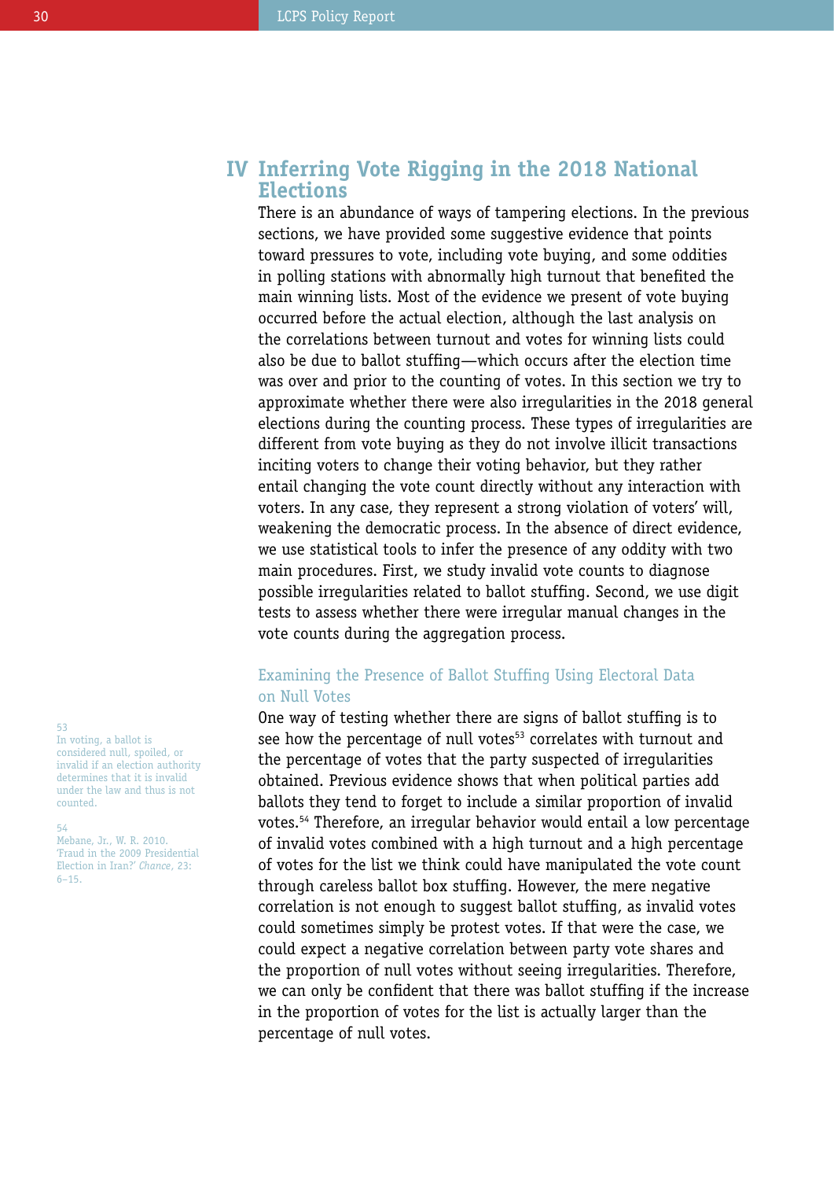# IV Inferring Vote Rigging in the 2018 National Elections

There is an abundance of ways of tampering elections. In the previous sections, we have provided some suggestive evidence that points toward pressures to vote, including vote buying, and some oddities in polling stations with abnormally high turnout that benefited the main winning lists. Most of the evidence we present of vote buying occurred before the actual election, although the last analysis on the correlations between turnout and votes for winning lists could also be due to ballot stuffing—which occurs after the election time was over and prior to the counting of votes. In this section we try to approximate whether there were also irregularities in the 2018 general elections during the counting process. These types of irregularities are different from vote buying as they do not involve illicit transactions inciting voters to change their voting behavior, but they rather entail changing the vote count directly without any interaction with voters. In any case, they represent a strong violation of voters' will, weakening the democratic process. In the absence of direct evidence, we use statistical tools to infer the presence of any oddity with two main procedures. First, we study invalid vote counts to diagnose possible irregularities related to ballot stuffing. Second, we use digit tests to assess whether there were irregular manual changes in the vote counts during the aggregation process.

## Examining the Presence of Ballot Stuffing Using Electoral Data on Null Votes

One way of testing whether there are signs of ballot stuffing is to see how the percentage of null votes[53] correlates with turnout and the percentage of votes that the party suspected of irregularities obtained. Previous evidence shows that when political parties add ballots they tend to forget to include a similar proportion of invalid votes.[54] Therefore, an irregular behavior would entail a low percentage of invalid votes combined with a high turnout and a high percentage of votes for the list we think could have manipulated the vote count through careless ballot box stuffing. However, the mere negative correlation is not enough to suggest ballot stuffing, as invalid votes could sometimes simply be protest votes. If that were the case, we could expect a negative correlation between party vote shares and the proportion of null votes without seeing irregularities. Therefore, we can only be confident that there was ballot stuffing if the increase in the proportion of votes for the list is actually larger than the percentage of null votes.

---

53 In voting, a ballot is considered null, spoiled, or invalid if an election authority determines that it is invalid under the law and thus is not counted.

54 Mebane, Jr., W. R. 2010. 'Fraud in the 2009 Presidential Election in Iran?' *Chance*, 23: 6–15.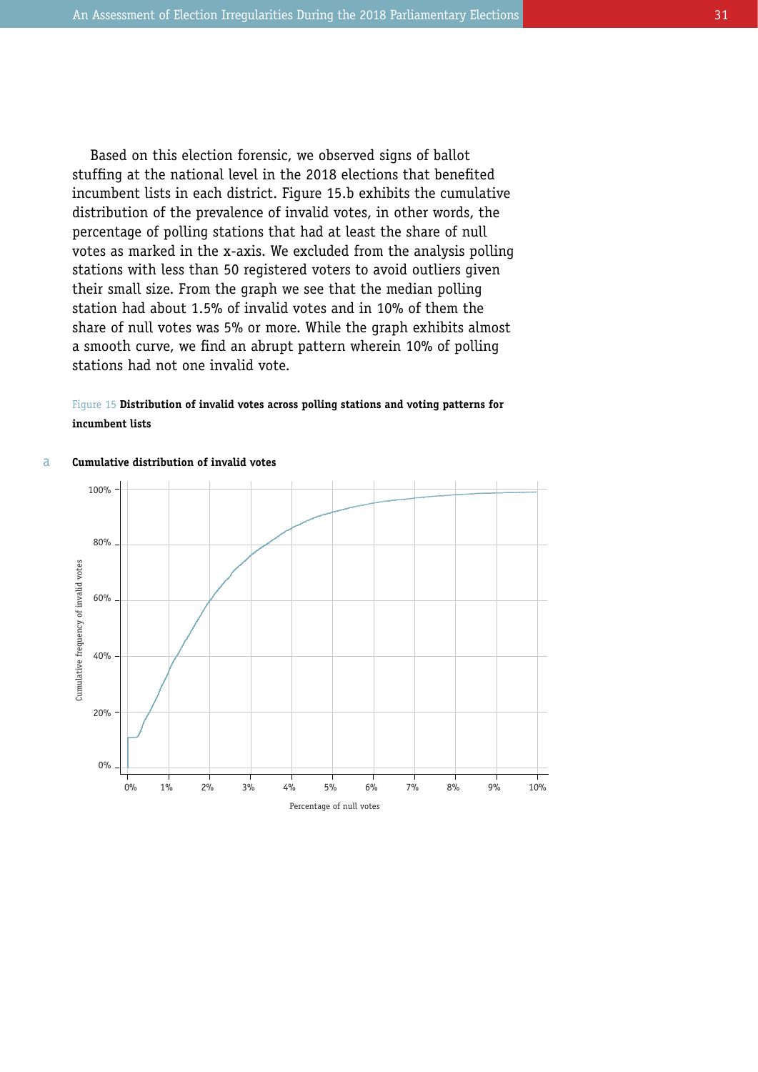Based on this election forensic, we observed signs of ballot stuffing at the national level in the 2018 elections that benefited incumbent lists in each district. Figure 15.b exhibits the cumulative distribution of the prevalence of invalid votes, in other words, the percentage of polling stations that had at least the share of null votes as marked in the x-axis. We excluded from the analysis polling stations with less than 50 registered voters to avoid outliers given their small size. From the graph we see that the median polling station had about 1.5% of invalid votes and in 10% of them the share of null votes was 5% or more. While the graph exhibits almost a smooth curve, we find an abrupt pattern wherein 10% of polling stations had not one invalid vote.

Figure 15 **Distribution of invalid votes across polling stations and voting patterns for incumbent lists**

a **Cumulative distribution of invalid votes**

Cumulative frequency of invalid votes

100%
80%
60%
40%
20%
0%

0% 1% 2% 3% 4% 5% 6% 7% 8% 9% 10%

Percentage of null votes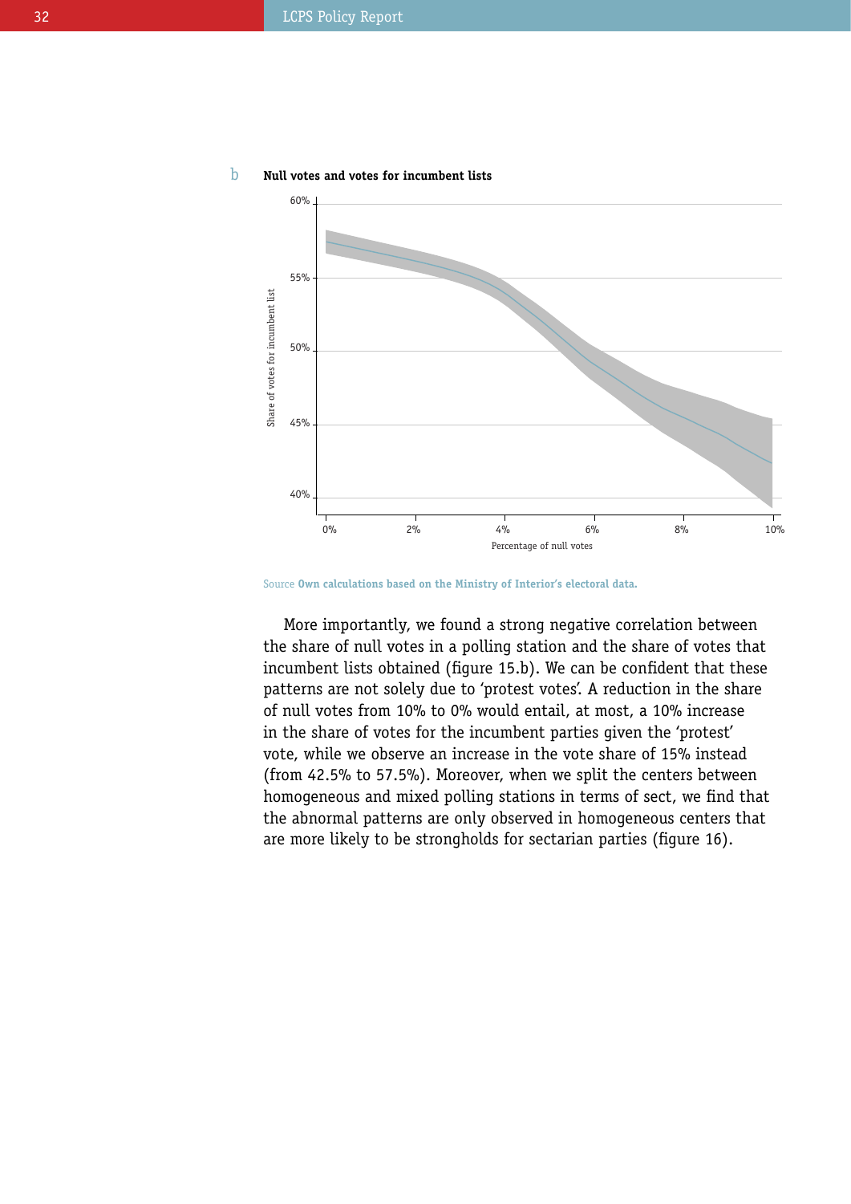b **Null votes and votes for incumbent lists**

Source **Own calculations based on the Ministry of Interior's electoral data.**

More importantly, we found a strong negative correlation between the share of null votes in a polling station and the share of votes that incumbent lists obtained (figure 15.b). We can be confident that these patterns are not solely due to 'protest votes'. A reduction in the share of null votes from 10% to 0% would entail, at most, a 10% increase in the share of votes for the incumbent parties given the 'protest' vote, while we observe an increase in the vote share of 15% instead (from 42.5% to 57.5%). Moreover, when we split the centers between homogeneous and mixed polling stations in terms of sect, we find that the abnormal patterns are only observed in homogeneous centers that are more likely to be strongholds for sectarian parties (figure 16).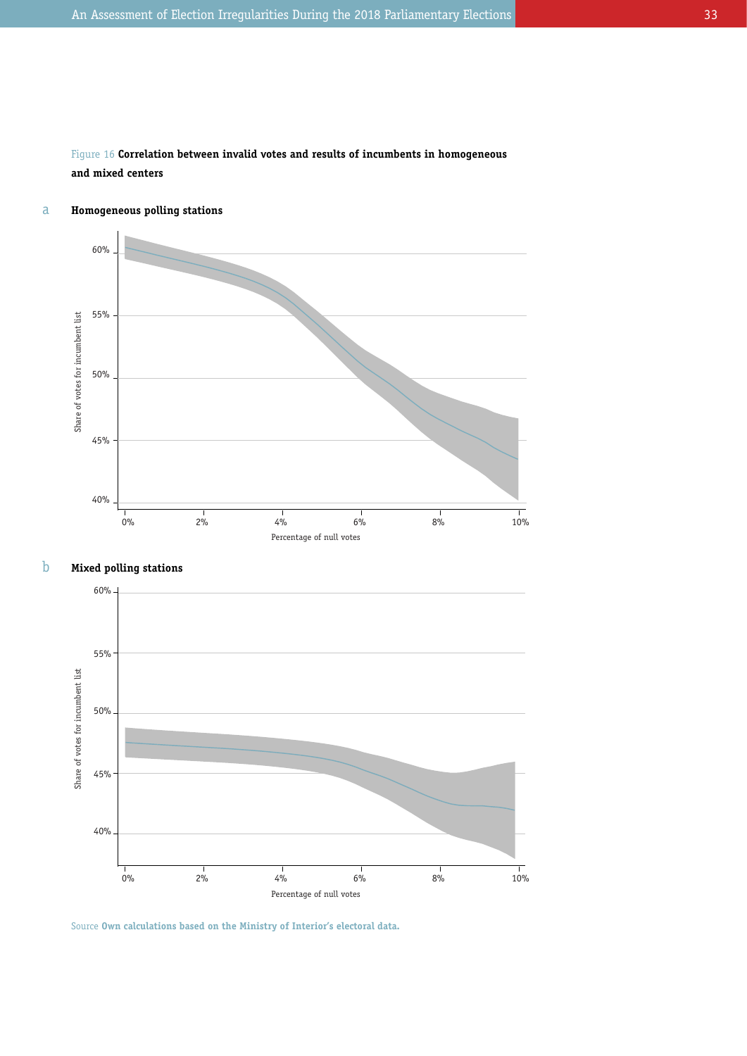Figure 16 **Correlation between invalid votes and results of incumbents in homogeneous and mixed centers**

a **Homogeneous polling stations**

Share of votes for incumbent list

60%
55%
50%
45%
40%

0% 2% 4% 6% 8% 10%

Percentage of null votes

b **Mixed polling stations**

Share of votes for incumbent list

60%
55%
50%
45%
40%

0% 2% 4% 6% 8% 10%

Percentage of null votes

Source **Own calculations based on the Ministry of Interior's electoral data.**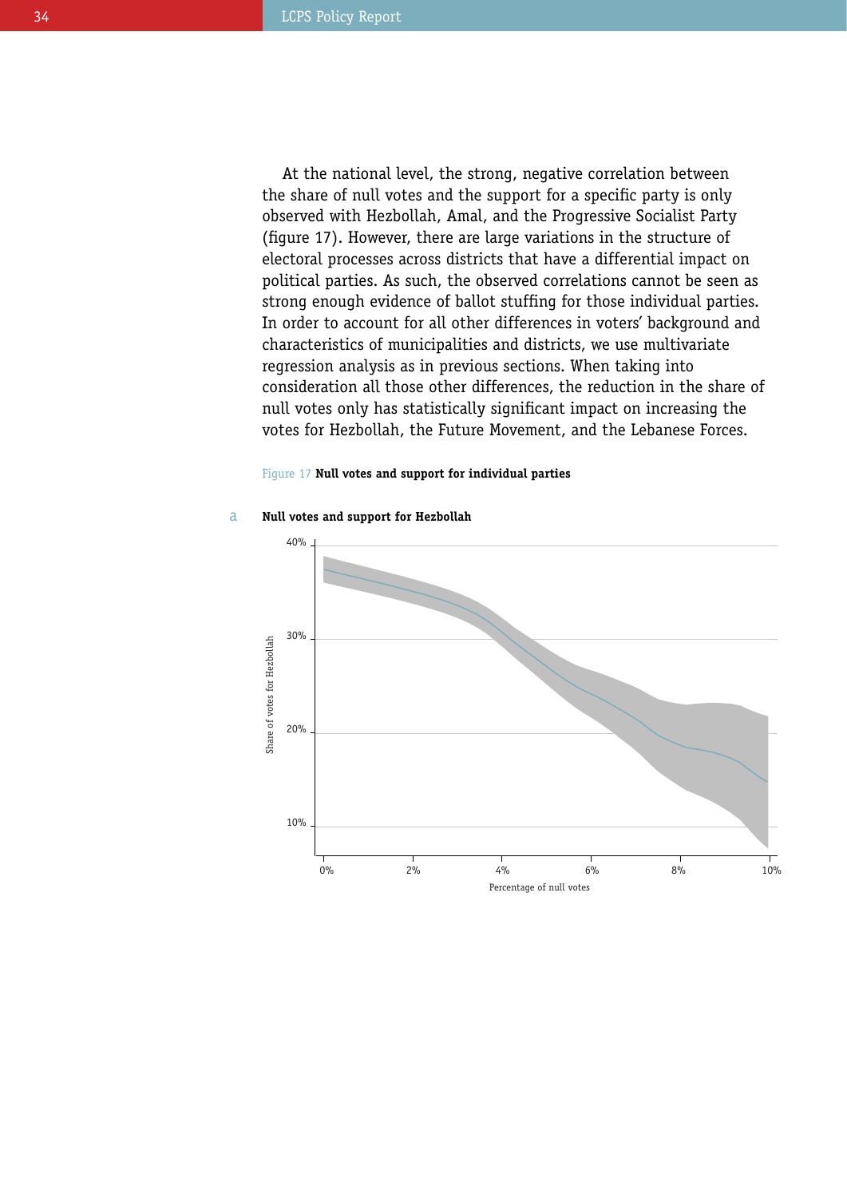At the national level, the strong, negative correlation between the share of null votes and the support for a specific party is only observed with Hezbollah, Amal, and the Progressive Socialist Party (figure 17). However, there are large variations in the structure of electoral processes across districts that have a differential impact on political parties. As such, the observed correlations cannot be seen as strong enough evidence of ballot stuffing for those individual parties. In order to account for all other differences in voters' background and characteristics of municipalities and districts, we use multivariate regression analysis as in previous sections. When taking into consideration all those other differences, the reduction in the share of null votes only has statistically significant impact on increasing the votes for Hezbollah, the Future Movement, and the Lebanese Forces.

Figure 17 **Null votes and support for individual parties**

a **Null votes and support for Hezbollah**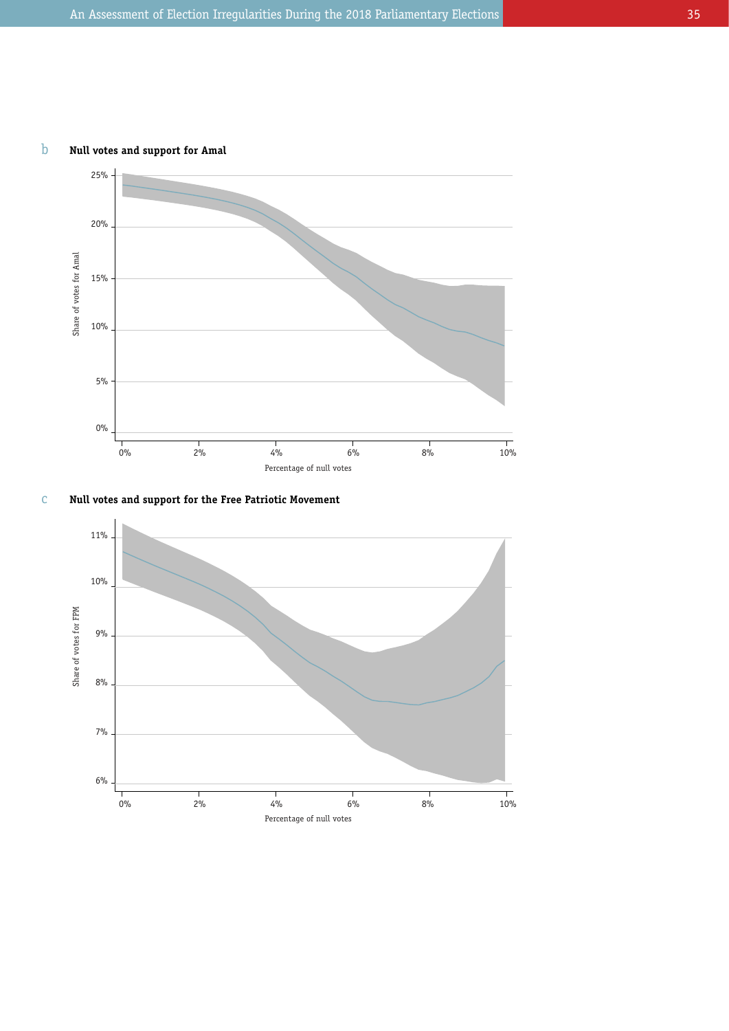b **Null votes and support for Amal**

Share of votes for Amal: 0%, 5%, 10%, 15%, 20%, 25%

Percentage of null votes: 0%, 2%, 4%, 6%, 8%, 10%

c **Null votes and support for the Free Patriotic Movement**

Share of votes for FPM: 6%, 7%, 8%, 9%, 10%, 11%

Percentage of null votes: 0%, 2%, 4%, 6%, 8%, 10%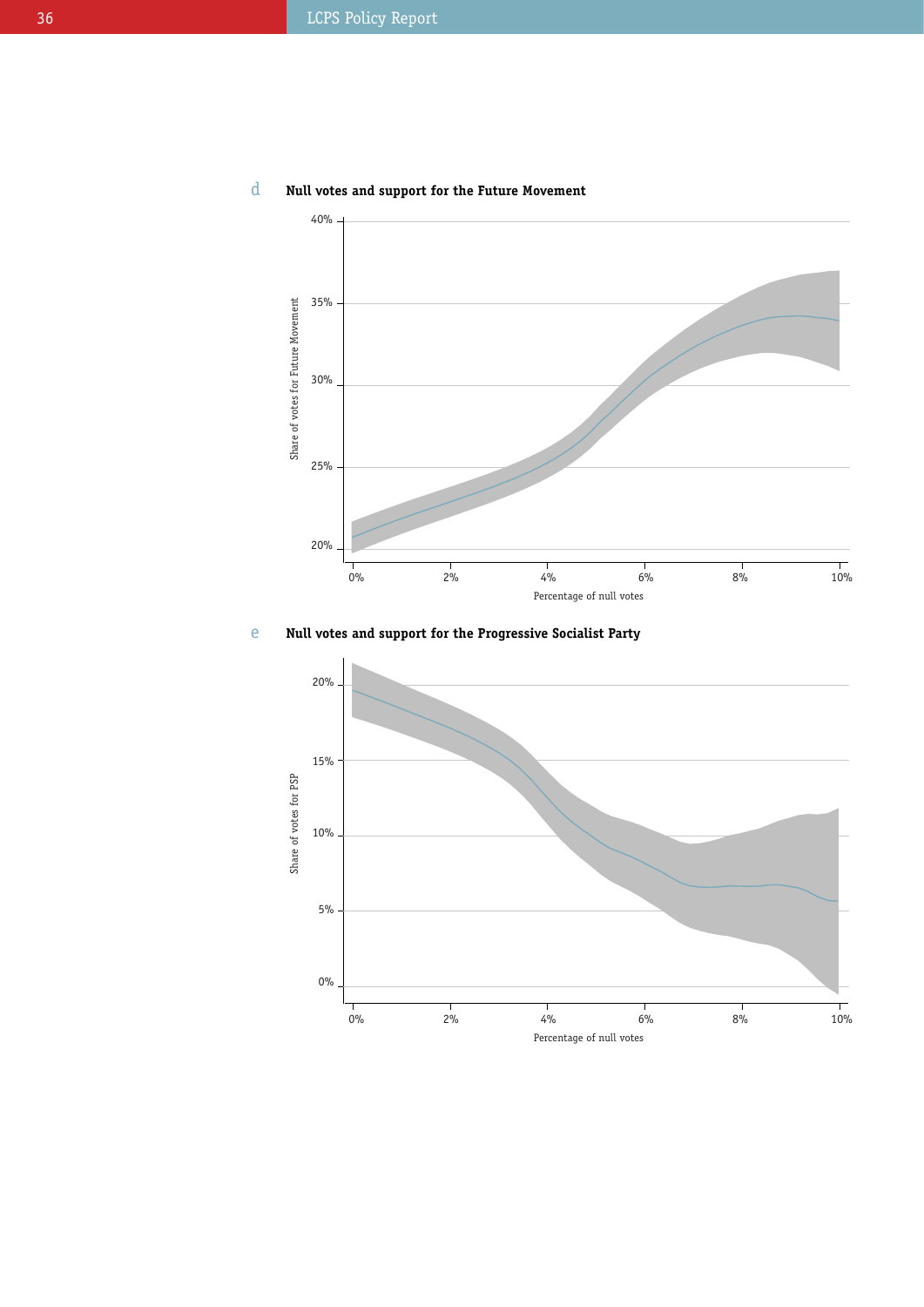d **Null votes and support for the Future Movement**

e **Null votes and support for the Progressive Socialist Party**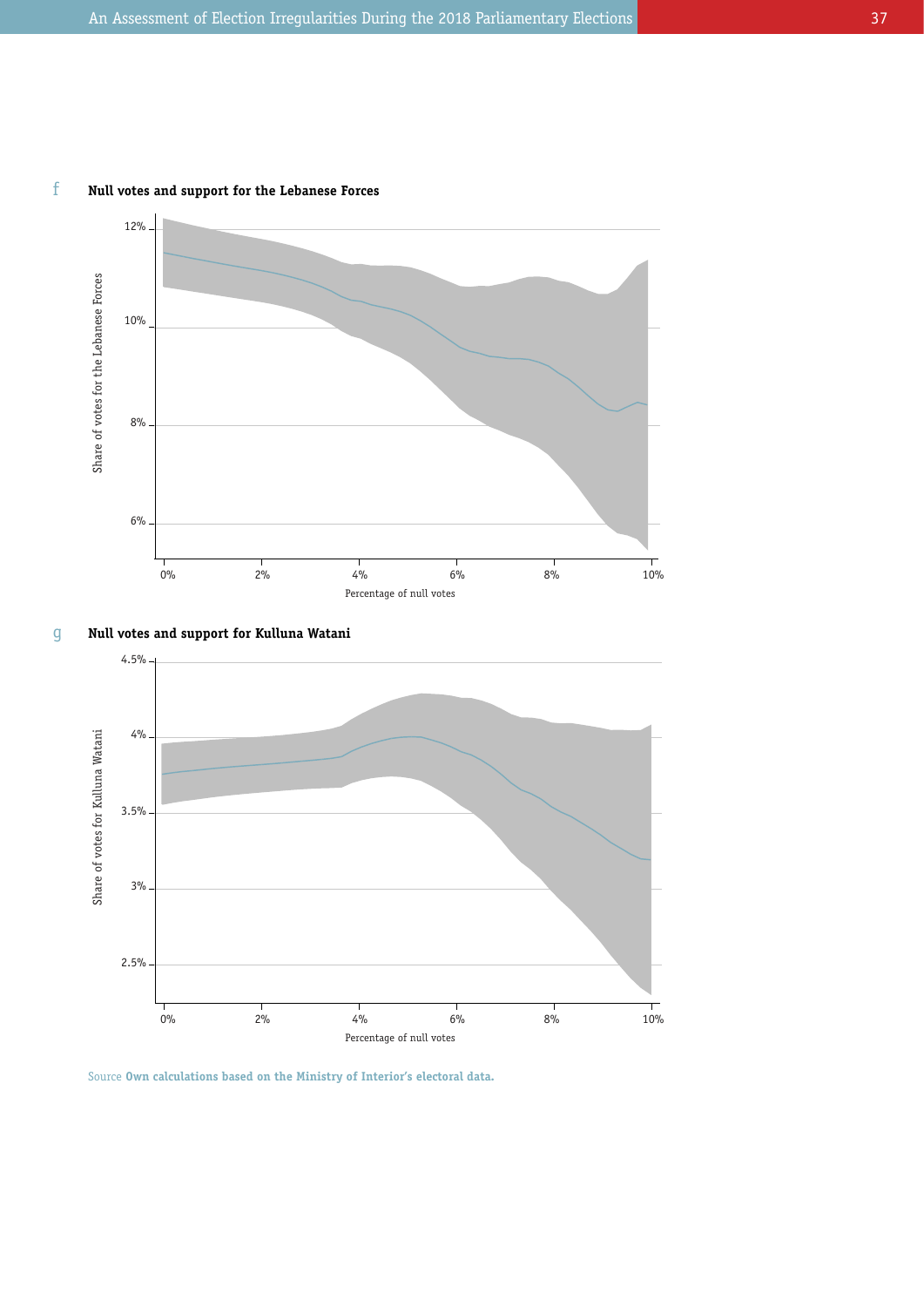f **Null votes and support for the Lebanese Forces**

Share of votes for the Lebanese Forces

12%

10%

8%

6%

0% 2% 4% 6% 8% 10%

Percentage of null votes

g **Null votes and support for Kulluna Watani**

Share of votes for Kulluna Watani

4.5%

4%

3.5%

3%

2.5%

0% 2% 4% 6% 8% 10%

Percentage of null votes

Source **Own calculations based on the Ministry of Interior's electoral data.**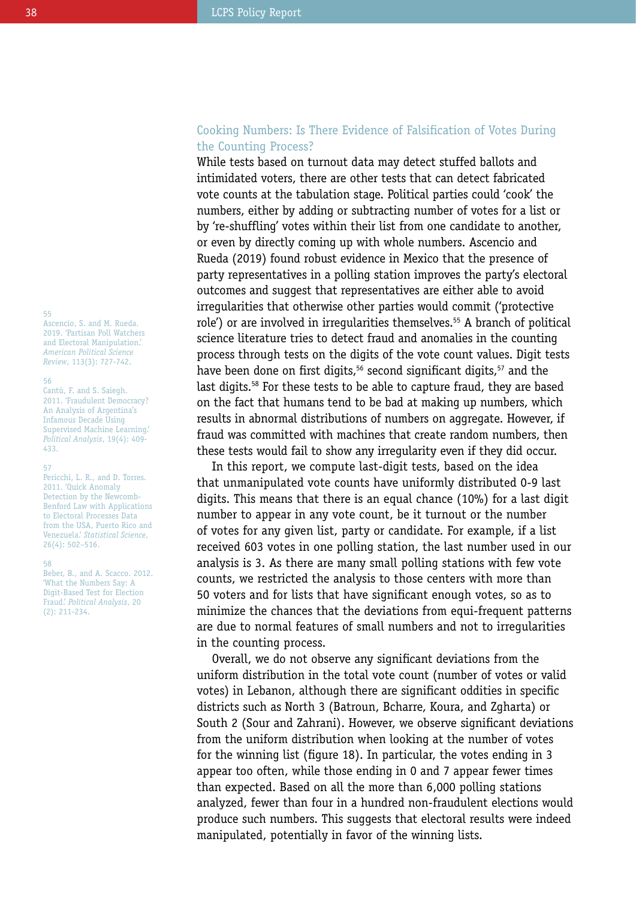## Cooking Numbers: Is There Evidence of Falsification of Votes During the Counting Process?

While tests based on turnout data may detect stuffed ballots and intimidated voters, there are other tests that can detect fabricated vote counts at the tabulation stage. Political parties could 'cook' the numbers, either by adding or subtracting number of votes for a list or by 're-shuffling' votes within their list from one candidate to another, or even by directly coming up with whole numbers. Ascencio and Rueda (2019) found robust evidence in Mexico that the presence of party representatives in a polling station improves the party's electoral outcomes and suggest that representatives are either able to avoid irregularities that otherwise other parties would commit ('protective role') or are involved in irregularities themselves.[55] A branch of political science literature tries to detect fraud and anomalies in the counting process through tests on the digits of the vote count values. Digit tests have been done on first digits,[56] second significant digits,[57] and the last digits.[58] For these tests to be able to capture fraud, they are based on the fact that humans tend to be bad at making up numbers, which results in abnormal distributions of numbers on aggregate. However, if fraud was committed with machines that create random numbers, then these tests would fail to show any irregularity even if they did occur.

In this report, we compute last-digit tests, based on the idea that unmanipulated vote counts have uniformly distributed 0-9 last digits. This means that there is an equal chance (10%) for a last digit number to appear in any vote count, be it turnout or the number of votes for any given list, party or candidate. For example, if a list received 603 votes in one polling station, the last number used in our analysis is 3. As there are many small polling stations with few vote counts, we restricted the analysis to those centers with more than 50 voters and for lists that have significant enough votes, so as to minimize the chances that the deviations from equi-frequent patterns are due to normal features of small numbers and not to irregularities in the counting process.

Overall, we do not observe any significant deviations from the uniform distribution in the total vote count (number of votes or valid votes) in Lebanon, although there are significant oddities in specific districts such as North 3 (Batroun, Bcharre, Koura, and Zgharta) or South 2 (Sour and Zahrani). However, we observe significant deviations from the uniform distribution when looking at the number of votes for the winning list (figure 18). In particular, the votes ending in 3 appear too often, while those ending in 0 and 7 appear fewer times than expected. Based on all the more than 6,000 polling stations analyzed, fewer than four in a hundred non-fraudulent elections would produce such numbers. This suggests that electoral results were indeed manipulated, potentially in favor of the winning lists.

---

55 Ascencio, S. and M. Rueda. 2019. 'Partisan Poll Watchers and Electoral Manipulation.' *American Political Science Review*, 113(3): 727-742.

56 Cantú, F. and S. Saiegh. 2011. 'Fraudulent Democracy? An Analysis of Argentina's Infamous Decade Using Supervised Machine Learning.' *Political Analysis*, 19(4): 409-433.

57 Pericchi, L. R., and D. Torres. 2011. 'Quick Anomaly Detection by the Newcomb-Benford Law with Applications to Electoral Processes Data from the USA, Puerto Rico and Venezuela.' *Statistical Science*, 26(4): 502–516.

58 Beber, B., and A. Scacco. 2012. 'What the Numbers Say: A Digit-Based Test for Election Fraud.' *Political Analysis*, 20 (2): 211-234.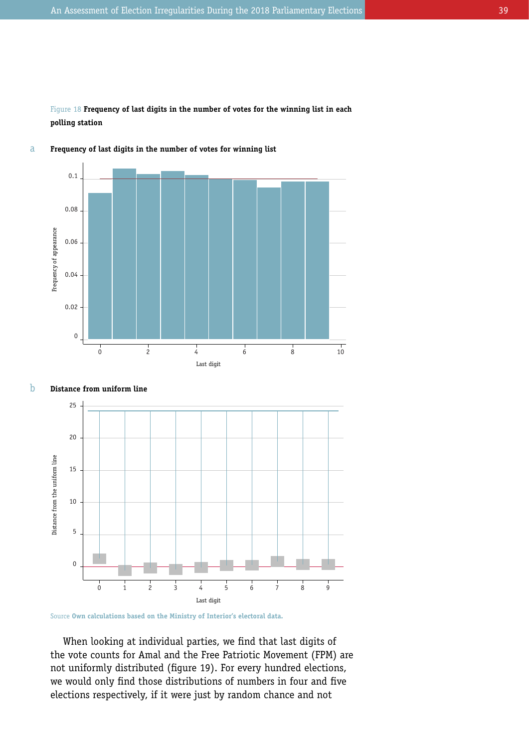Figure 18 **Frequency of last digits in the number of votes for the winning list in each polling station**

a **Frequency of last digits in the number of votes for winning list**

b **Distance from uniform line**

Source **Own calculations based on the Ministry of Interior's electoral data.**

When looking at individual parties, we find that last digits of the vote counts for Amal and the Free Patriotic Movement (FPM) are not uniformly distributed (figure 19). For every hundred elections, we would only find those distributions of numbers in four and five elections respectively, if it were just by random chance and not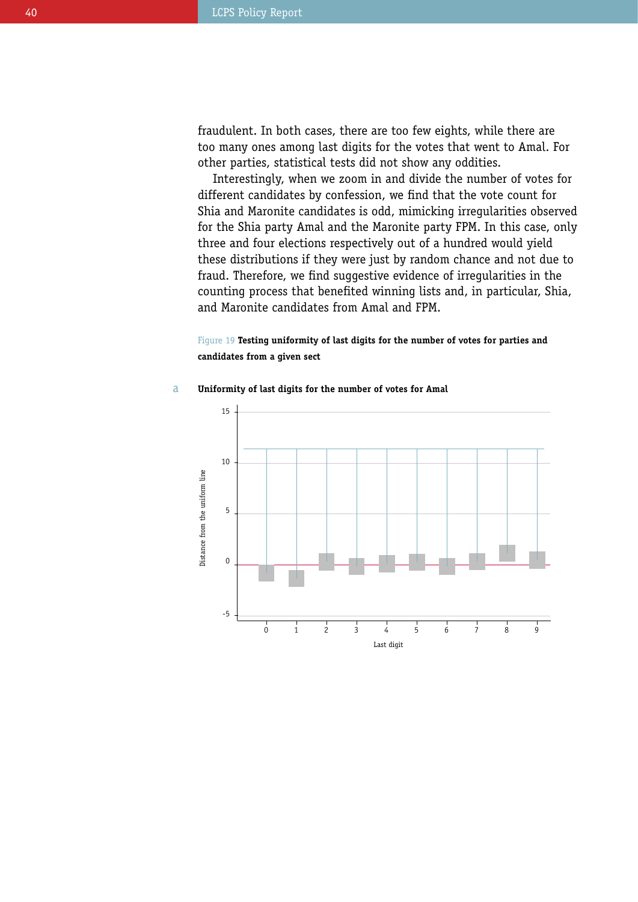fraudulent. In both cases, there are too few eights, while there are too many ones among last digits for the votes that went to Amal. For other parties, statistical tests did not show any oddities.

Interestingly, when we zoom in and divide the number of votes for different candidates by confession, we find that the vote count for Shia and Maronite candidates is odd, mimicking irregularities observed for the Shia party Amal and the Maronite party FPM. In this case, only three and four elections respectively out of a hundred would yield these distributions if they were just by random chance and not due to fraud. Therefore, we find suggestive evidence of irregularities in the counting process that benefited winning lists and, in particular, Shia, and Maronite candidates from Amal and FPM.

Figure 19 **Testing uniformity of last digits for the number of votes for parties and candidates from a given sect**

a **Uniformity of last digits for the number of votes for Amal**

Distance from the uniform line

Last digit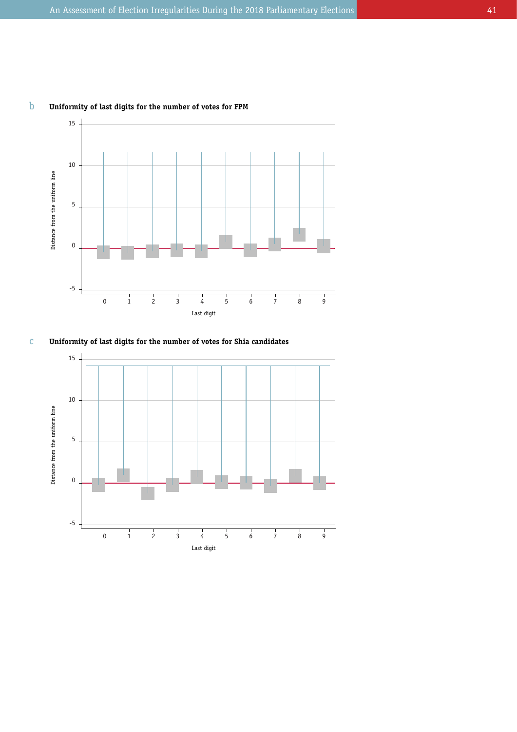b **Uniformity of last digits for the number of votes for FPM**

c **Uniformity of last digits for the number of votes for Shia candidates**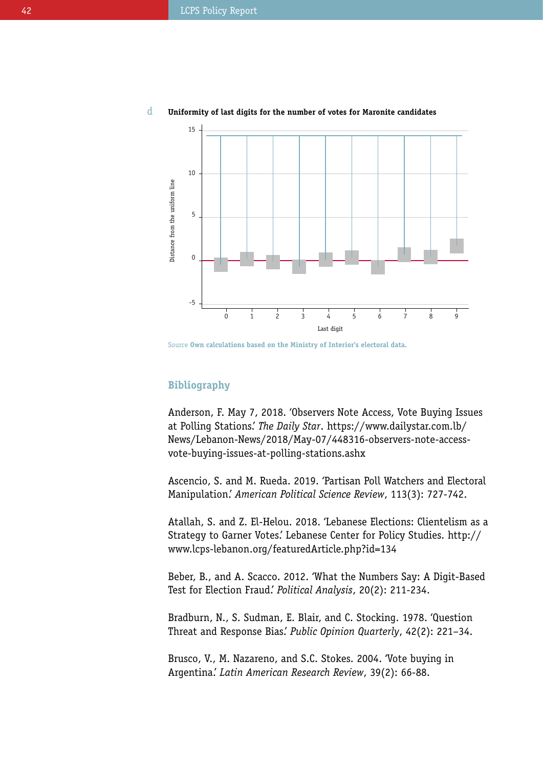d **Uniformity of last digits for the number of votes for Maronite candidates**

Source **Own calculations based on the Ministry of Interior's electoral data.**

## Bibliography

Anderson, F. May 7, 2018. 'Observers Note Access, Vote Buying Issues at Polling Stations.' *The Daily Star*. https://www.dailystar.com.lb/News/Lebanon-News/2018/May-07/448316-observers-note-access-vote-buying-issues-at-polling-stations.ashx

Ascencio, S. and M. Rueda. 2019. 'Partisan Poll Watchers and Electoral Manipulation.' *American Political Science Review*, 113(3): 727-742.

Atallah, S. and Z. El-Helou. 2018. 'Lebanese Elections: Clientelism as a Strategy to Garner Votes.' Lebanese Center for Policy Studies. http://www.lcps-lebanon.org/featuredArticle.php?id=134

Beber, B., and A. Scacco. 2012. 'What the Numbers Say: A Digit-Based Test for Election Fraud.' *Political Analysis*, 20(2): 211-234.

Bradburn, N., S. Sudman, E. Blair, and C. Stocking. 1978. 'Question Threat and Response Bias.' *Public Opinion Quarterly*, 42(2): 221–34.

Brusco, V., M. Nazareno, and S.C. Stokes. 2004. 'Vote buying in Argentina.' *Latin American Research Review*, 39(2): 66-88.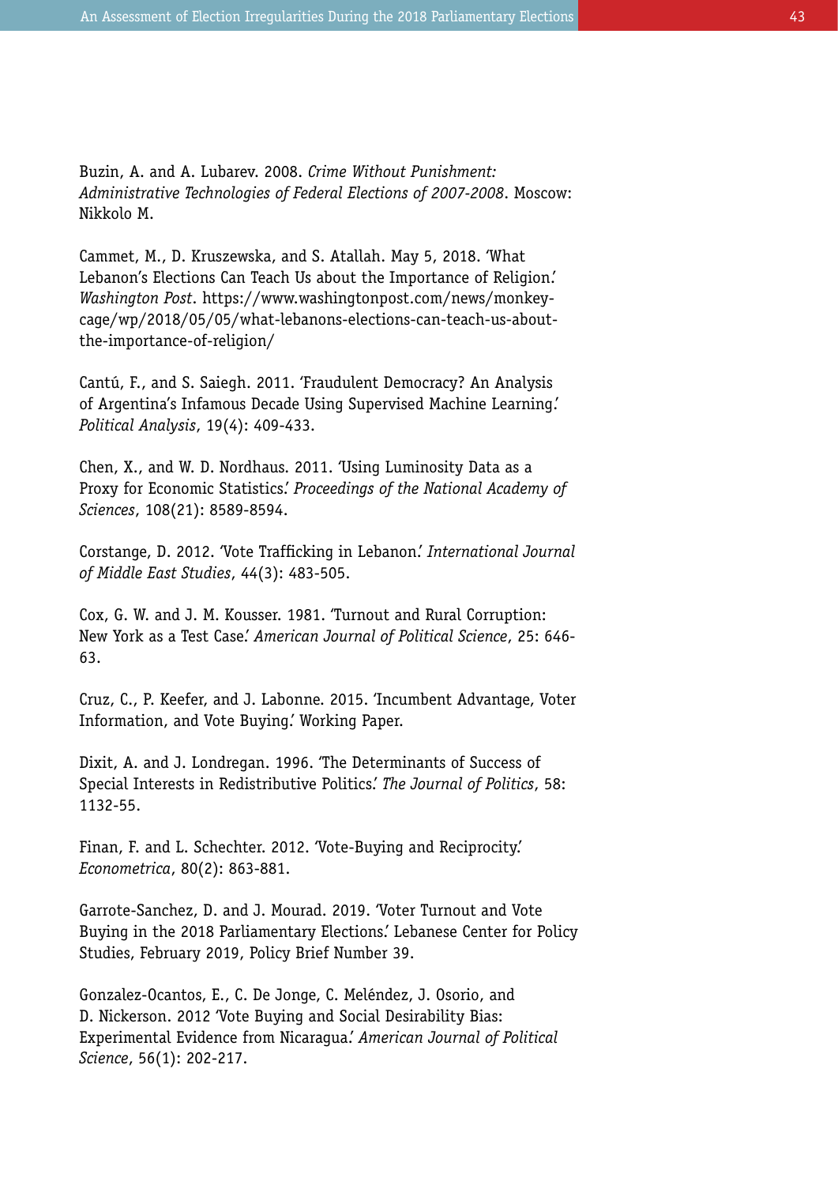Buzin, A. and A. Lubarev. 2008. *Crime Without Punishment: Administrative Technologies of Federal Elections of 2007-2008*. Moscow: Nikkolo M.

Cammet, M., D. Kruszewska, and S. Atallah. May 5, 2018. 'What Lebanon's Elections Can Teach Us about the Importance of Religion.' *Washington Post*. https://www.washingtonpost.com/news/monkey-cage/wp/2018/05/05/what-lebanons-elections-can-teach-us-about-the-importance-of-religion/

Cantú, F., and S. Saiegh. 2011. 'Fraudulent Democracy? An Analysis of Argentina's Infamous Decade Using Supervised Machine Learning.' *Political Analysis*, 19(4): 409-433.

Chen, X., and W. D. Nordhaus. 2011. 'Using Luminosity Data as a Proxy for Economic Statistics.' *Proceedings of the National Academy of Sciences*, 108(21): 8589-8594.

Corstange, D. 2012. 'Vote Trafficking in Lebanon.' *International Journal of Middle East Studies*, 44(3): 483-505.

Cox, G. W. and J. M. Kousser. 1981. 'Turnout and Rural Corruption: New York as a Test Case.' *American Journal of Political Science*, 25: 646-63.

Cruz, C., P. Keefer, and J. Labonne. 2015. 'Incumbent Advantage, Voter Information, and Vote Buying.' Working Paper.

Dixit, A. and J. Londregan. 1996. 'The Determinants of Success of Special Interests in Redistributive Politics.' *The Journal of Politics*, 58: 1132-55.

Finan, F. and L. Schechter. 2012. 'Vote-Buying and Reciprocity.' *Econometrica*, 80(2): 863-881.

Garrote-Sanchez, D. and J. Mourad. 2019. 'Voter Turnout and Vote Buying in the 2018 Parliamentary Elections.' Lebanese Center for Policy Studies, February 2019, Policy Brief Number 39.

Gonzalez-Ocantos, E., C. De Jonge, C. Meléndez, J. Osorio, and D. Nickerson. 2012 'Vote Buying and Social Desirability Bias: Experimental Evidence from Nicaragua.' *American Journal of Political Science*, 56(1): 202-217.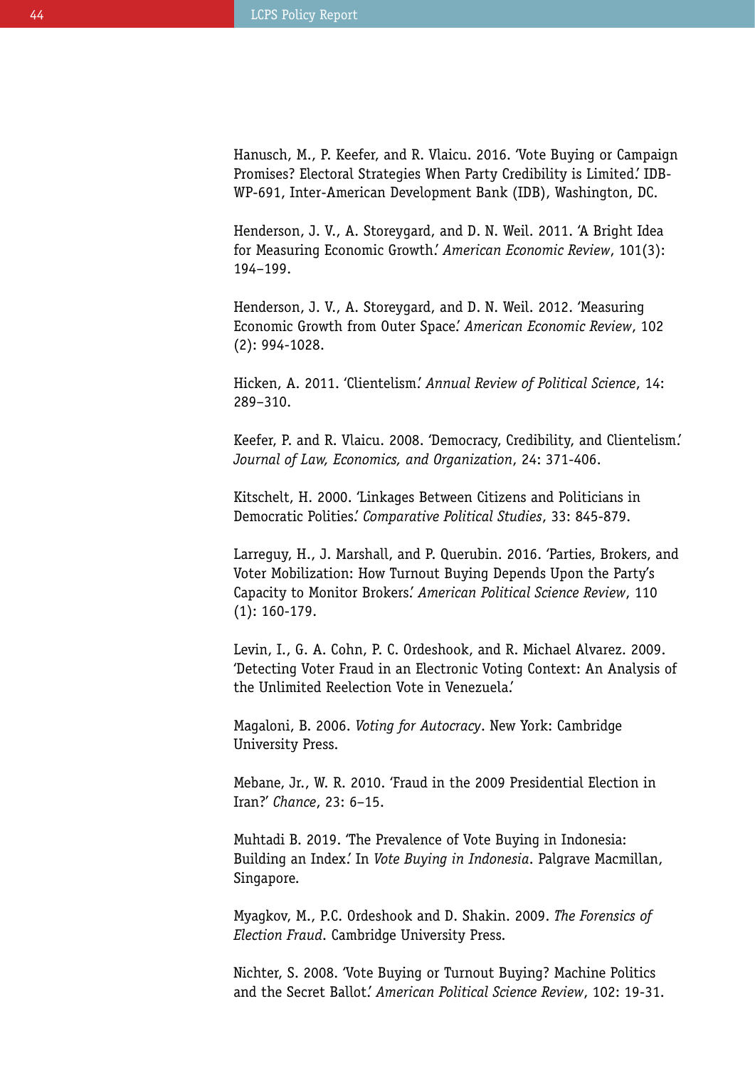Hanusch, M., P. Keefer, and R. Vlaicu. 2016. 'Vote Buying or Campaign Promises? Electoral Strategies When Party Credibility is Limited.' IDB-WP-691, Inter-American Development Bank (IDB), Washington, DC.

Henderson, J. V., A. Storeygard, and D. N. Weil. 2011. 'A Bright Idea for Measuring Economic Growth.' *American Economic Review*, 101(3): 194–199.

Henderson, J. V., A. Storeygard, and D. N. Weil. 2012. 'Measuring Economic Growth from Outer Space.' *American Economic Review*, 102 (2): 994-1028.

Hicken, A. 2011. 'Clientelism.' *Annual Review of Political Science*, 14: 289–310.

Keefer, P. and R. Vlaicu. 2008. 'Democracy, Credibility, and Clientelism.' *Journal of Law, Economics, and Organization*, 24: 371-406.

Kitschelt, H. 2000. 'Linkages Between Citizens and Politicians in Democratic Polities.' *Comparative Political Studies*, 33: 845-879.

Larreguy, H., J. Marshall, and P. Querubin. 2016. 'Parties, Brokers, and Voter Mobilization: How Turnout Buying Depends Upon the Party's Capacity to Monitor Brokers.' *American Political Science Review*, 110 (1): 160-179.

Levin, I., G. A. Cohn, P. C. Ordeshook, and R. Michael Alvarez. 2009. 'Detecting Voter Fraud in an Electronic Voting Context: An Analysis of the Unlimited Reelection Vote in Venezuela.'

Magaloni, B. 2006. *Voting for Autocracy*. New York: Cambridge University Press.

Mebane, Jr., W. R. 2010. 'Fraud in the 2009 Presidential Election in Iran?' *Chance*, 23: 6–15.

Muhtadi B. 2019. 'The Prevalence of Vote Buying in Indonesia: Building an Index.' In *Vote Buying in Indonesia*. Palgrave Macmillan, Singapore.

Myagkov, M., P.C. Ordeshook and D. Shakin. 2009. *The Forensics of Election Fraud*. Cambridge University Press.

Nichter, S. 2008. 'Vote Buying or Turnout Buying? Machine Politics and the Secret Ballot.' *American Political Science Review*, 102: 19-31.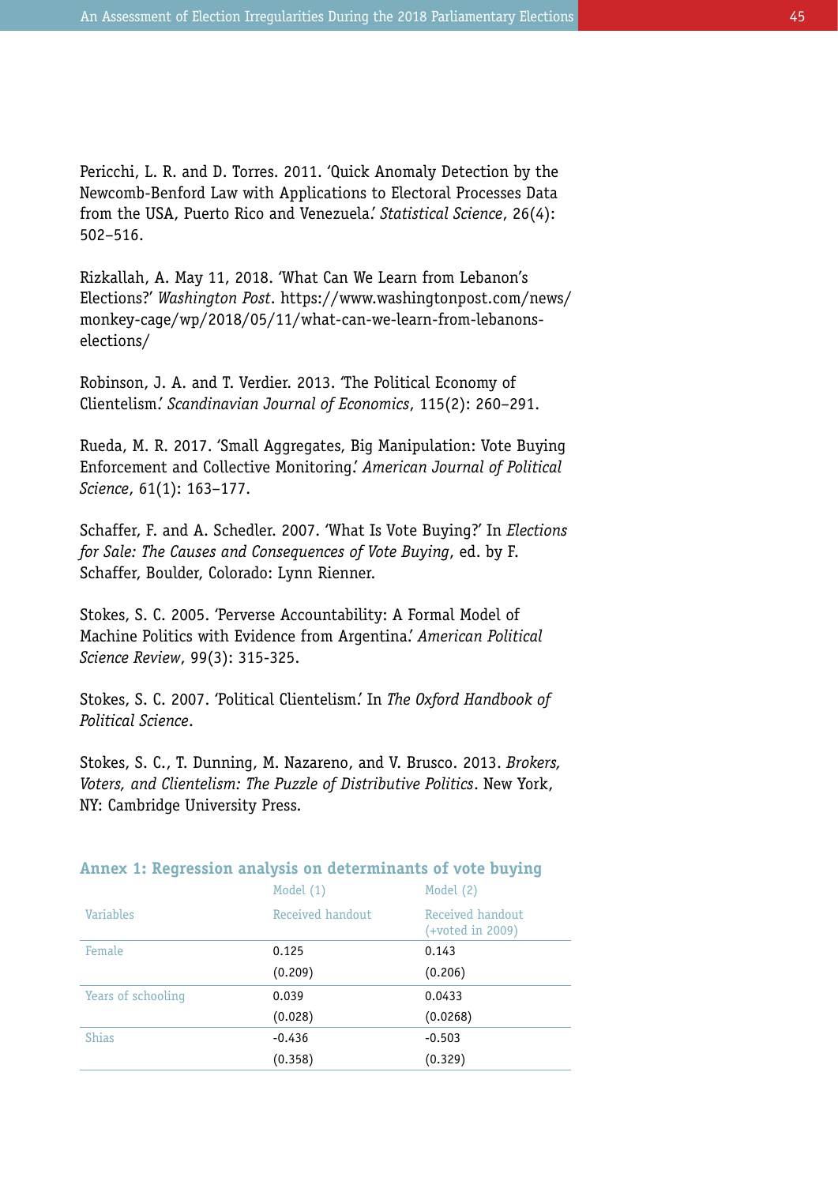Pericchi, L. R. and D. Torres. 2011. 'Quick Anomaly Detection by the Newcomb-Benford Law with Applications to Electoral Processes Data from the USA, Puerto Rico and Venezuela.' *Statistical Science*, 26(4): 502–516.

Rizkallah, A. May 11, 2018. 'What Can We Learn from Lebanon's Elections?' *Washington Post*. https://www.washingtonpost.com/news/monkey-cage/wp/2018/05/11/what-can-we-learn-from-lebanons-elections/

Robinson, J. A. and T. Verdier. 2013. 'The Political Economy of Clientelism.' *Scandinavian Journal of Economics*, 115(2): 260–291.

Rueda, M. R. 2017. 'Small Aggregates, Big Manipulation: Vote Buying Enforcement and Collective Monitoring.' *American Journal of Political Science*, 61(1): 163–177.

Schaffer, F. and A. Schedler. 2007. 'What Is Vote Buying?' In *Elections for Sale: The Causes and Consequences of Vote Buying*, ed. by F. Schaffer, Boulder, Colorado: Lynn Rienner.

Stokes, S. C. 2005. 'Perverse Accountability: A Formal Model of Machine Politics with Evidence from Argentina.' *American Political Science Review*, 99(3): 315-325.

Stokes, S. C. 2007. 'Political Clientelism.' In *The Oxford Handbook of Political Science*.

Stokes, S. C., T. Dunning, M. Nazareno, and V. Brusco. 2013. *Brokers, Voters, and Clientelism: The Puzzle of Distributive Politics*. New York, NY: Cambridge University Press.

## Annex 1: Regression analysis on determinants of vote buying

| | Model (1) | Model (2) |
|---|---|---|
| Variables | Received handout | Received handout (+voted in 2009) |
| Female | 0.125 | 0.143 |
| | (0.209) | (0.206) |
| Years of schooling | 0.039 | 0.0433 |
| | (0.028) | (0.0268) |
| Shias | -0.436 | -0.503 |
| | (0.358) | (0.329) |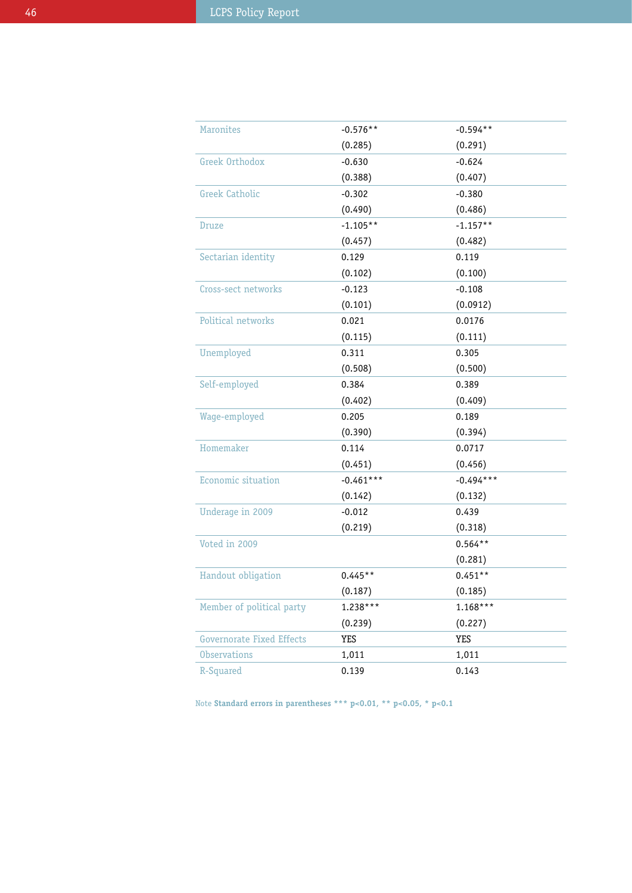| | | |
|---|---|---|
| Maronites | -0.576** | -0.594** |
| | (0.285) | (0.291) |
| Greek Orthodox | -0.630 | -0.624 |
| | (0.388) | (0.407) |
| Greek Catholic | -0.302 | -0.380 |
| | (0.490) | (0.486) |
| Druze | -1.105** | -1.157** |
| | (0.457) | (0.482) |
| Sectarian identity | 0.129 | 0.119 |
| | (0.102) | (0.100) |
| Cross-sect networks | -0.123 | -0.108 |
| | (0.101) | (0.0912) |
| Political networks | 0.021 | 0.0176 |
| | (0.115) | (0.111) |
| Unemployed | 0.311 | 0.305 |
| | (0.508) | (0.500) |
| Self-employed | 0.384 | 0.389 |
| | (0.402) | (0.409) |
| Wage-employed | 0.205 | 0.189 |
| | (0.390) | (0.394) |
| Homemaker | 0.114 | 0.0717 |
| | (0.451) | (0.456) |
| Economic situation | -0.461*** | -0.494*** |
| | (0.142) | (0.132) |
| Underage in 2009 | -0.012 | 0.439 |
| | (0.219) | (0.318) |
| Voted in 2009 | | 0.564** |
| | | (0.281) |
| Handout obligation | 0.445** | 0.451** |
| | (0.187) | (0.185) |
| Member of political party | 1.238*** | 1.168*** |
| | (0.239) | (0.227) |
| Governorate Fixed Effects | YES | YES |
| Observations | 1,011 | 1,011 |
| R-Squared | 0.139 | 0.143 |

Note **Standard errors in parentheses** *** p<0.01, ** p<0.05, * p<0.1